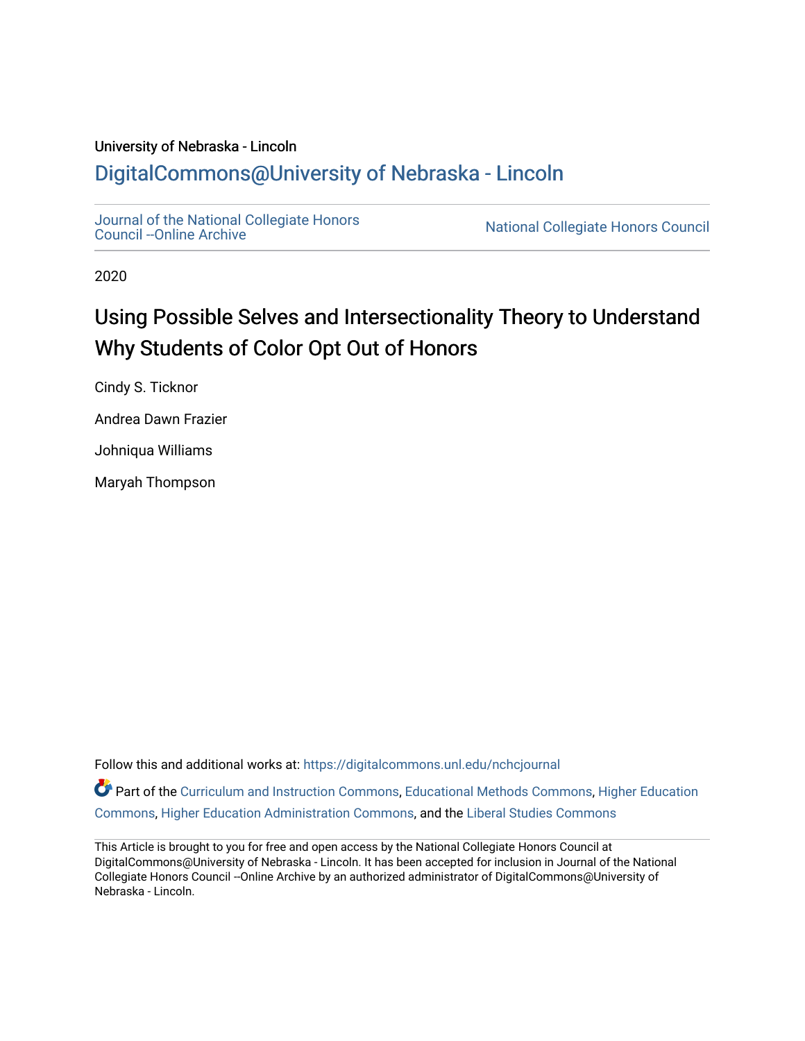University of Nebraska - Lincoln

DigitalCommons@University of Nebraska - Lincoln

Journal of the National Collegiate Honors Council --Online Archive

National Collegiate Honors Council

2020

# Using Possible Selves and Intersectionality Theory to Understand Why Students of Color Opt Out of Honors

Cindy S. Ticknor

Andrea Dawn Frazier

Johniqua Williams

Maryah Thompson

Follow this and additional works at: https://digitalcommons.unl.edu/nchcjournal

Part of the Curriculum and Instruction Commons, Educational Methods Commons, Higher Education Commons, Higher Education Administration Commons, and the Liberal Studies Commons

This Article is brought to you for free and open access by the National Collegiate Honors Council at DigitalCommons@University of Nebraska - Lincoln. It has been accepted for inclusion in Journal of the National Collegiate Honors Council --Online Archive by an authorized administrator of DigitalCommons@University of Nebraska - Lincoln.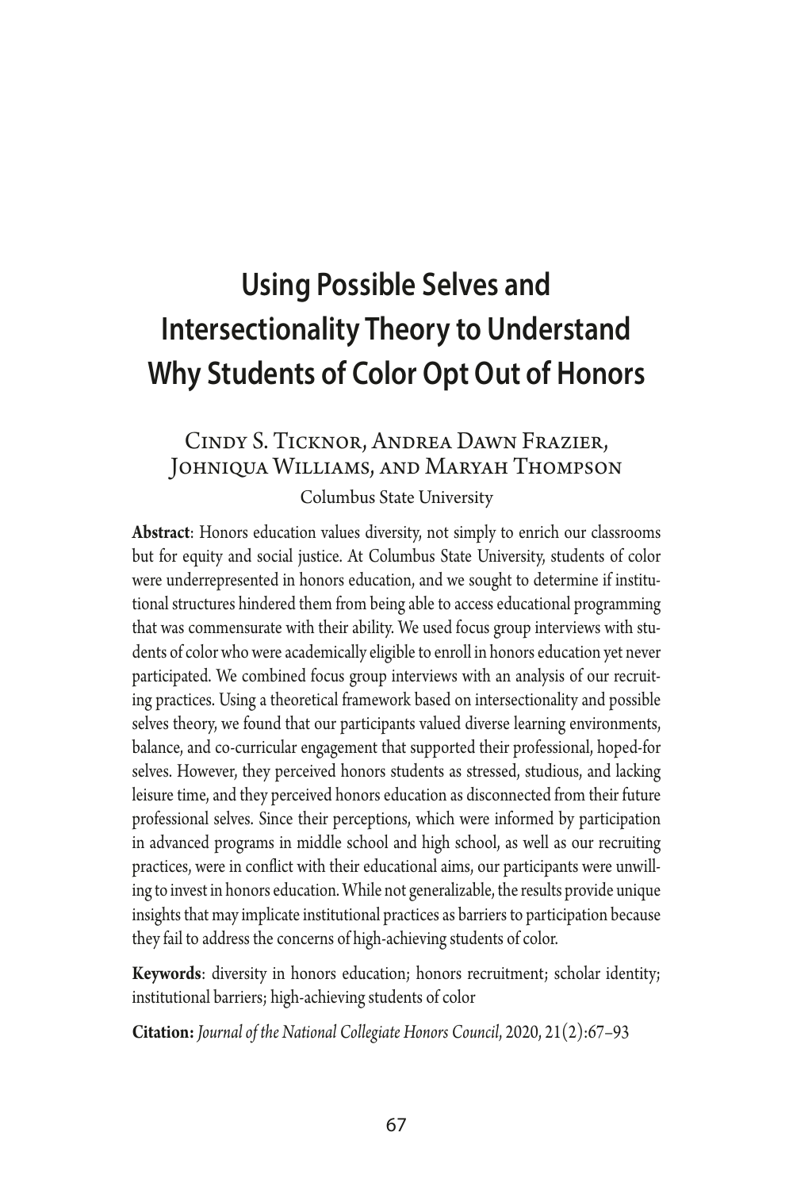# Using Possible Selves and Intersectionality Theory to Understand Why Students of Color Opt Out of Honors

Cindy S. Ticknor, Andrea Dawn Frazier, Johniqua Williams, and Maryah Thompson

Columbus State University

**Abstract**: Honors education values diversity, not simply to enrich our classrooms but for equity and social justice. At Columbus State University, students of color were underrepresented in honors education, and we sought to determine if institutional structures hindered them from being able to access educational programming that was commensurate with their ability. We used focus group interviews with students of color who were academically eligible to enroll in honors education yet never participated. We combined focus group interviews with an analysis of our recruiting practices. Using a theoretical framework based on intersectionality and possible selves theory, we found that our participants valued diverse learning environments, balance, and co-curricular engagement that supported their professional, hoped-for selves. However, they perceived honors students as stressed, studious, and lacking leisure time, and they perceived honors education as disconnected from their future professional selves. Since their perceptions, which were informed by participation in advanced programs in middle school and high school, as well as our recruiting practices, were in conflict with their educational aims, our participants were unwilling to invest in honors education. While not generalizable, the results provide unique insights that may implicate institutional practices as barriers to participation because they fail to address the concerns of high-achieving students of color.

**Keywords**: diversity in honors education; honors recruitment; scholar identity; institutional barriers; high-achieving students of color

**Citation:** *Journal of the National Collegiate Honors Council*, 2020, 21(2):67–93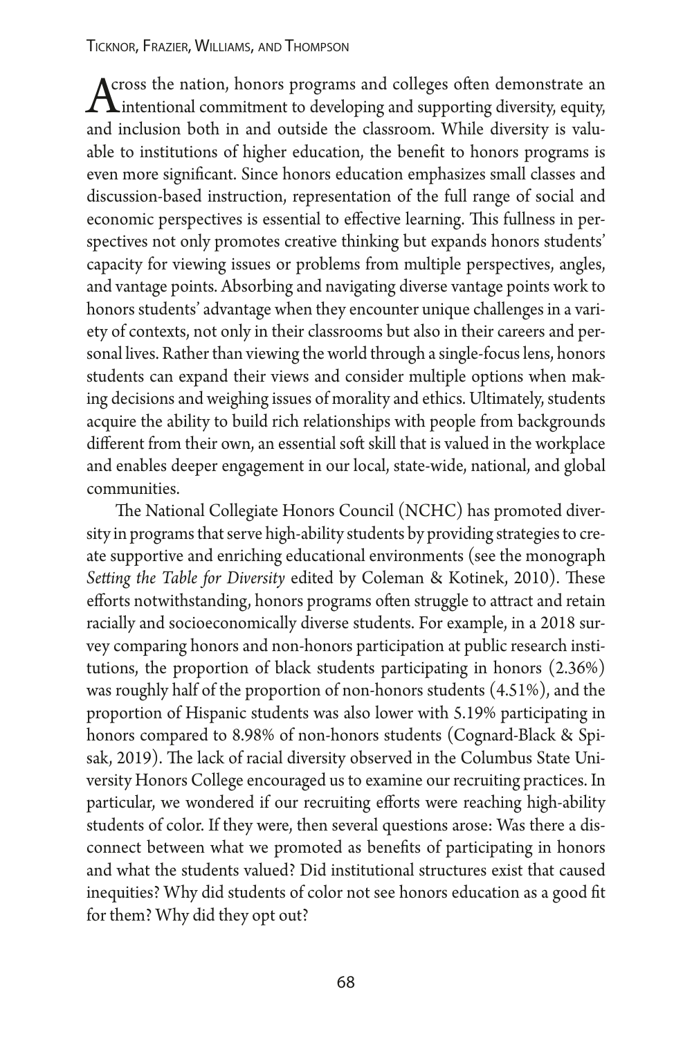Across the nation, honors programs and colleges often demonstrate an intentional commitment to developing and supporting diversity, equity, and inclusion both in and outside the classroom. While diversity is valuable to institutions of higher education, the benefit to honors programs is even more significant. Since honors education emphasizes small classes and discussion-based instruction, representation of the full range of social and economic perspectives is essential to effective learning. This fullness in perspectives not only promotes creative thinking but expands honors students' capacity for viewing issues or problems from multiple perspectives, angles, and vantage points. Absorbing and navigating diverse vantage points work to honors students' advantage when they encounter unique challenges in a variety of contexts, not only in their classrooms but also in their careers and personal lives. Rather than viewing the world through a single-focus lens, honors students can expand their views and consider multiple options when making decisions and weighing issues of morality and ethics. Ultimately, students acquire the ability to build rich relationships with people from backgrounds different from their own, an essential soft skill that is valued in the workplace and enables deeper engagement in our local, state-wide, national, and global communities.

The National Collegiate Honors Council (NCHC) has promoted diversity in programs that serve high-ability students by providing strategies to create supportive and enriching educational environments (see the monograph *Setting the Table for Diversity* edited by Coleman & Kotinek, 2010). These efforts notwithstanding, honors programs often struggle to attract and retain racially and socioeconomically diverse students. For example, in a 2018 survey comparing honors and non-honors participation at public research institutions, the proportion of black students participating in honors (2.36%) was roughly half of the proportion of non-honors students (4.51%), and the proportion of Hispanic students was also lower with 5.19% participating in honors compared to 8.98% of non-honors students (Cognard-Black & Spisak, 2019). The lack of racial diversity observed in the Columbus State University Honors College encouraged us to examine our recruiting practices. In particular, we wondered if our recruiting efforts were reaching high-ability students of color. If they were, then several questions arose: Was there a disconnect between what we promoted as benefits of participating in honors and what the students valued? Did institutional structures exist that caused inequities? Why did students of color not see honors education as a good fit for them? Why did they opt out?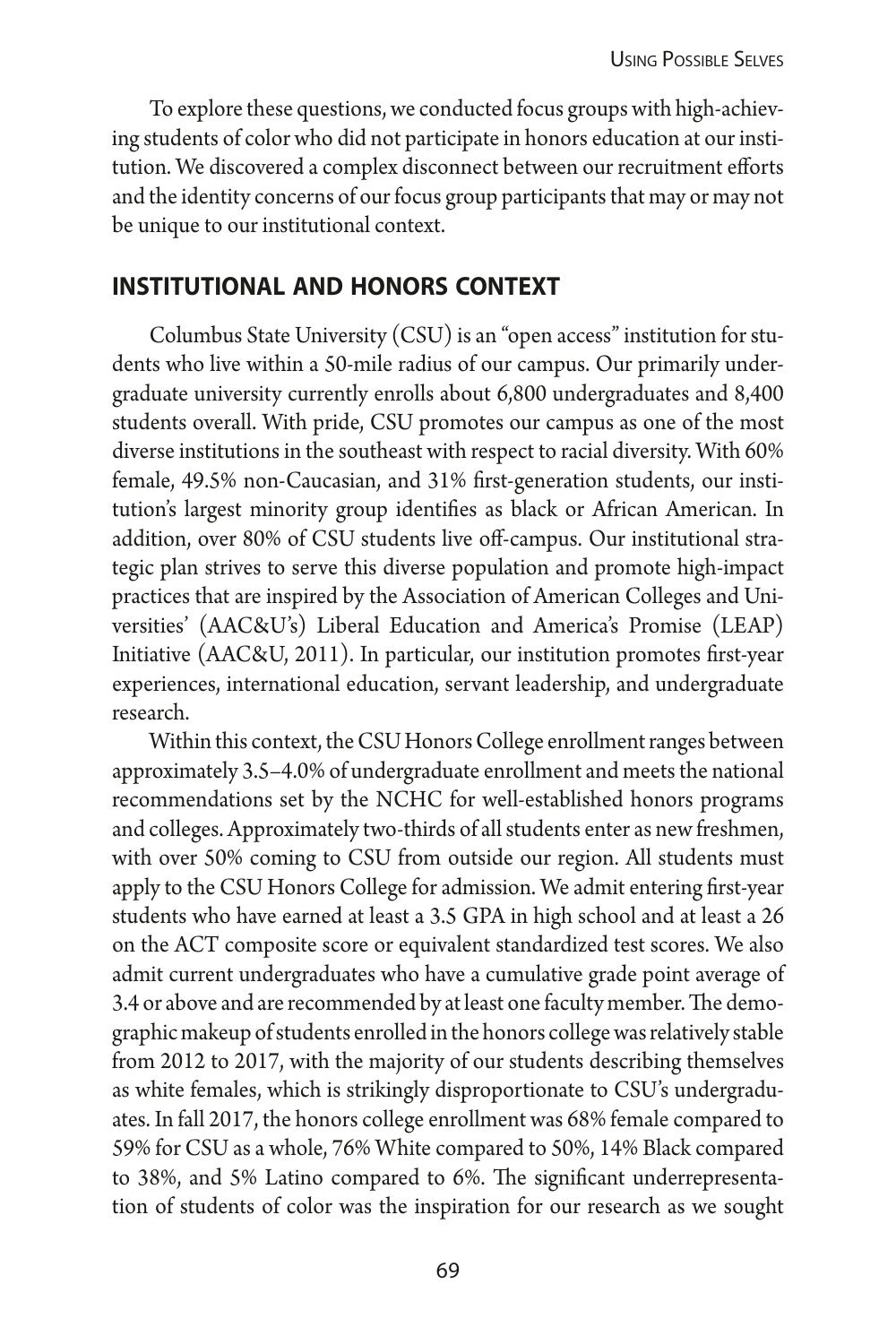To explore these questions, we conducted focus groups with high-achieving students of color who did not participate in honors education at our institution. We discovered a complex disconnect between our recruitment efforts and the identity concerns of our focus group participants that may or may not be unique to our institutional context.

## INSTITUTIONAL AND HONORS CONTEXT

Columbus State University (CSU) is an "open access" institution for students who live within a 50-mile radius of our campus. Our primarily undergraduate university currently enrolls about 6,800 undergraduates and 8,400 students overall. With pride, CSU promotes our campus as one of the most diverse institutions in the southeast with respect to racial diversity. With 60% female, 49.5% non-Caucasian, and 31% first-generation students, our institution's largest minority group identifies as black or African American. In addition, over 80% of CSU students live off-campus. Our institutional strategic plan strives to serve this diverse population and promote high-impact practices that are inspired by the Association of American Colleges and Universities' (AAC&U's) Liberal Education and America's Promise (LEAP) Initiative (AAC&U, 2011). In particular, our institution promotes first-year experiences, international education, servant leadership, and undergraduate research.

Within this context, the CSU Honors College enrollment ranges between approximately 3.5–4.0% of undergraduate enrollment and meets the national recommendations set by the NCHC for well-established honors programs and colleges. Approximately two-thirds of all students enter as new freshmen, with over 50% coming to CSU from outside our region. All students must apply to the CSU Honors College for admission. We admit entering first-year students who have earned at least a 3.5 GPA in high school and at least a 26 on the ACT composite score or equivalent standardized test scores. We also admit current undergraduates who have a cumulative grade point average of 3.4 or above and are recommended by at least one faculty member. The demographic makeup of students enrolled in the honors college was relatively stable from 2012 to 2017, with the majority of our students describing themselves as white females, which is strikingly disproportionate to CSU's undergraduates. In fall 2017, the honors college enrollment was 68% female compared to 59% for CSU as a whole, 76% White compared to 50%, 14% Black compared to 38%, and 5% Latino compared to 6%. The significant underrepresentation of students of color was the inspiration for our research as we sought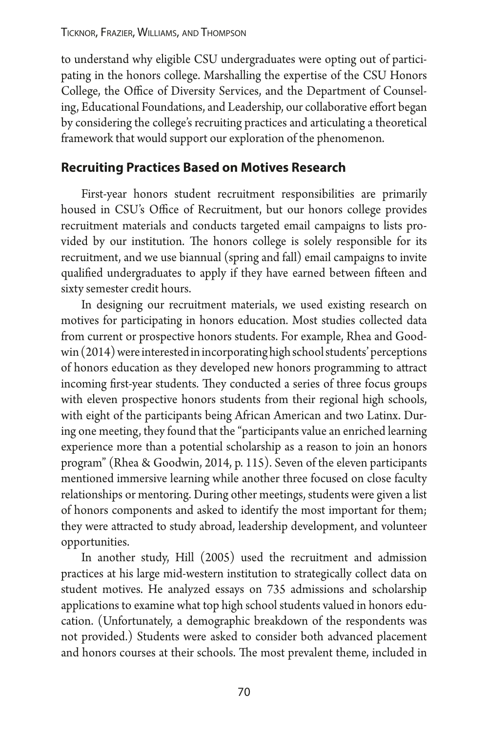to understand why eligible CSU undergraduates were opting out of participating in the honors college. Marshalling the expertise of the CSU Honors College, the Office of Diversity Services, and the Department of Counseling, Educational Foundations, and Leadership, our collaborative effort began by considering the college's recruiting practices and articulating a theoretical framework that would support our exploration of the phenomenon.

## Recruiting Practices Based on Motives Research

First-year honors student recruitment responsibilities are primarily housed in CSU's Office of Recruitment, but our honors college provides recruitment materials and conducts targeted email campaigns to lists provided by our institution. The honors college is solely responsible for its recruitment, and we use biannual (spring and fall) email campaigns to invite qualified undergraduates to apply if they have earned between fifteen and sixty semester credit hours.

In designing our recruitment materials, we used existing research on motives for participating in honors education. Most studies collected data from current or prospective honors students. For example, Rhea and Goodwin (2014) were interested in incorporating high school students' perceptions of honors education as they developed new honors programming to attract incoming first-year students. They conducted a series of three focus groups with eleven prospective honors students from their regional high schools, with eight of the participants being African American and two Latinx. During one meeting, they found that the "participants value an enriched learning experience more than a potential scholarship as a reason to join an honors program" (Rhea & Goodwin, 2014, p. 115). Seven of the eleven participants mentioned immersive learning while another three focused on close faculty relationships or mentoring. During other meetings, students were given a list of honors components and asked to identify the most important for them; they were attracted to study abroad, leadership development, and volunteer opportunities.

In another study, Hill (2005) used the recruitment and admission practices at his large mid-western institution to strategically collect data on student motives. He analyzed essays on 735 admissions and scholarship applications to examine what top high school students valued in honors education. (Unfortunately, a demographic breakdown of the respondents was not provided.) Students were asked to consider both advanced placement and honors courses at their schools. The most prevalent theme, included in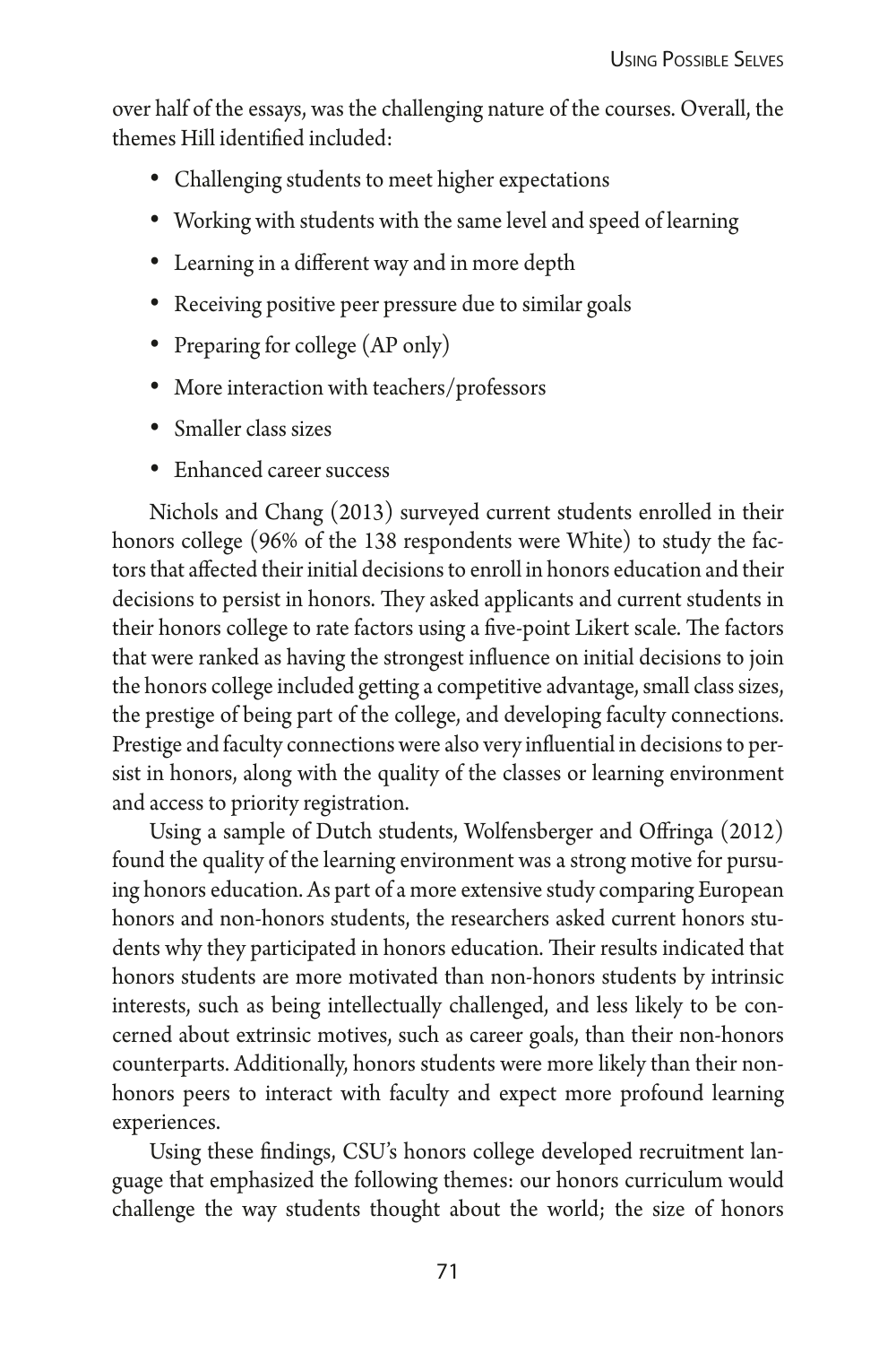over half of the essays, was the challenging nature of the courses. Overall, the themes Hill identified included:

- Challenging students to meet higher expectations
- Working with students with the same level and speed of learning
- Learning in a different way and in more depth
- Receiving positive peer pressure due to similar goals
- Preparing for college (AP only)
- More interaction with teachers/professors
- Smaller class sizes
- Enhanced career success

Nichols and Chang (2013) surveyed current students enrolled in their honors college (96% of the 138 respondents were White) to study the factors that affected their initial decisions to enroll in honors education and their decisions to persist in honors. They asked applicants and current students in their honors college to rate factors using a five-point Likert scale. The factors that were ranked as having the strongest influence on initial decisions to join the honors college included getting a competitive advantage, small class sizes, the prestige of being part of the college, and developing faculty connections. Prestige and faculty connections were also very influential in decisions to persist in honors, along with the quality of the classes or learning environment and access to priority registration.

Using a sample of Dutch students, Wolfensberger and Offringa (2012) found the quality of the learning environment was a strong motive for pursuing honors education. As part of a more extensive study comparing European honors and non-honors students, the researchers asked current honors students why they participated in honors education. Their results indicated that honors students are more motivated than non-honors students by intrinsic interests, such as being intellectually challenged, and less likely to be concerned about extrinsic motives, such as career goals, than their non-honors counterparts. Additionally, honors students were more likely than their non-honors peers to interact with faculty and expect more profound learning experiences.

Using these findings, CSU's honors college developed recruitment language that emphasized the following themes: our honors curriculum would challenge the way students thought about the world; the size of honors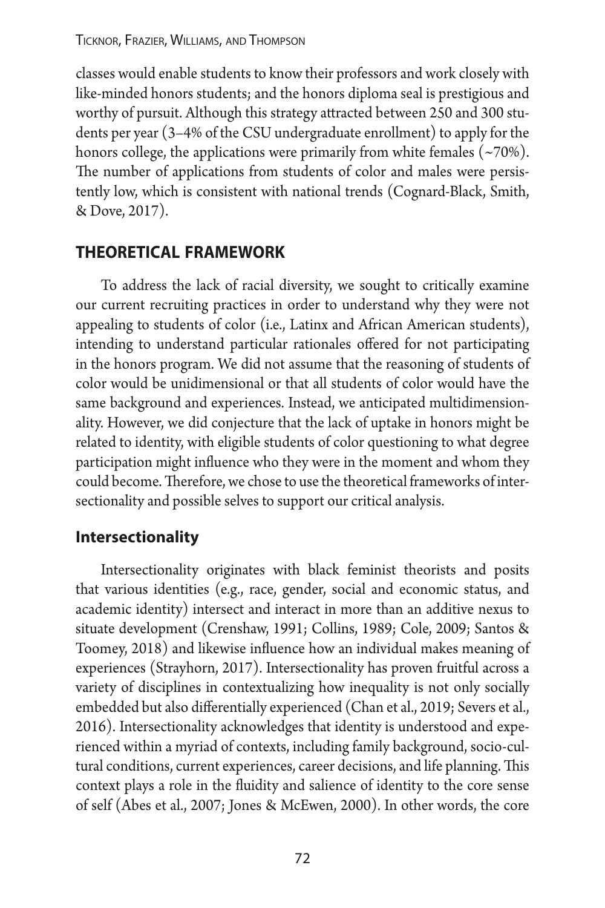classes would enable students to know their professors and work closely with like-minded honors students; and the honors diploma seal is prestigious and worthy of pursuit. Although this strategy attracted between 250 and 300 students per year (3–4% of the CSU undergraduate enrollment) to apply for the honors college, the applications were primarily from white females (~70%). The number of applications from students of color and males were persistently low, which is consistent with national trends (Cognard-Black, Smith, & Dove, 2017).

## THEORETICAL FRAMEWORK

To address the lack of racial diversity, we sought to critically examine our current recruiting practices in order to understand why they were not appealing to students of color (i.e., Latinx and African American students), intending to understand particular rationales offered for not participating in the honors program. We did not assume that the reasoning of students of color would be unidimensional or that all students of color would have the same background and experiences. Instead, we anticipated multidimensionality. However, we did conjecture that the lack of uptake in honors might be related to identity, with eligible students of color questioning to what degree participation might influence who they were in the moment and whom they could become. Therefore, we chose to use the theoretical frameworks of intersectionality and possible selves to support our critical analysis.

### Intersectionality

Intersectionality originates with black feminist theorists and posits that various identities (e.g., race, gender, social and economic status, and academic identity) intersect and interact in more than an additive nexus to situate development (Crenshaw, 1991; Collins, 1989; Cole, 2009; Santos & Toomey, 2018) and likewise influence how an individual makes meaning of experiences (Strayhorn, 2017). Intersectionality has proven fruitful across a variety of disciplines in contextualizing how inequality is not only socially embedded but also differentially experienced (Chan et al., 2019; Severs et al., 2016). Intersectionality acknowledges that identity is understood and experienced within a myriad of contexts, including family background, socio-cultural conditions, current experiences, career decisions, and life planning. This context plays a role in the fluidity and salience of identity to the core sense of self (Abes et al., 2007; Jones & McEwen, 2000). In other words, the core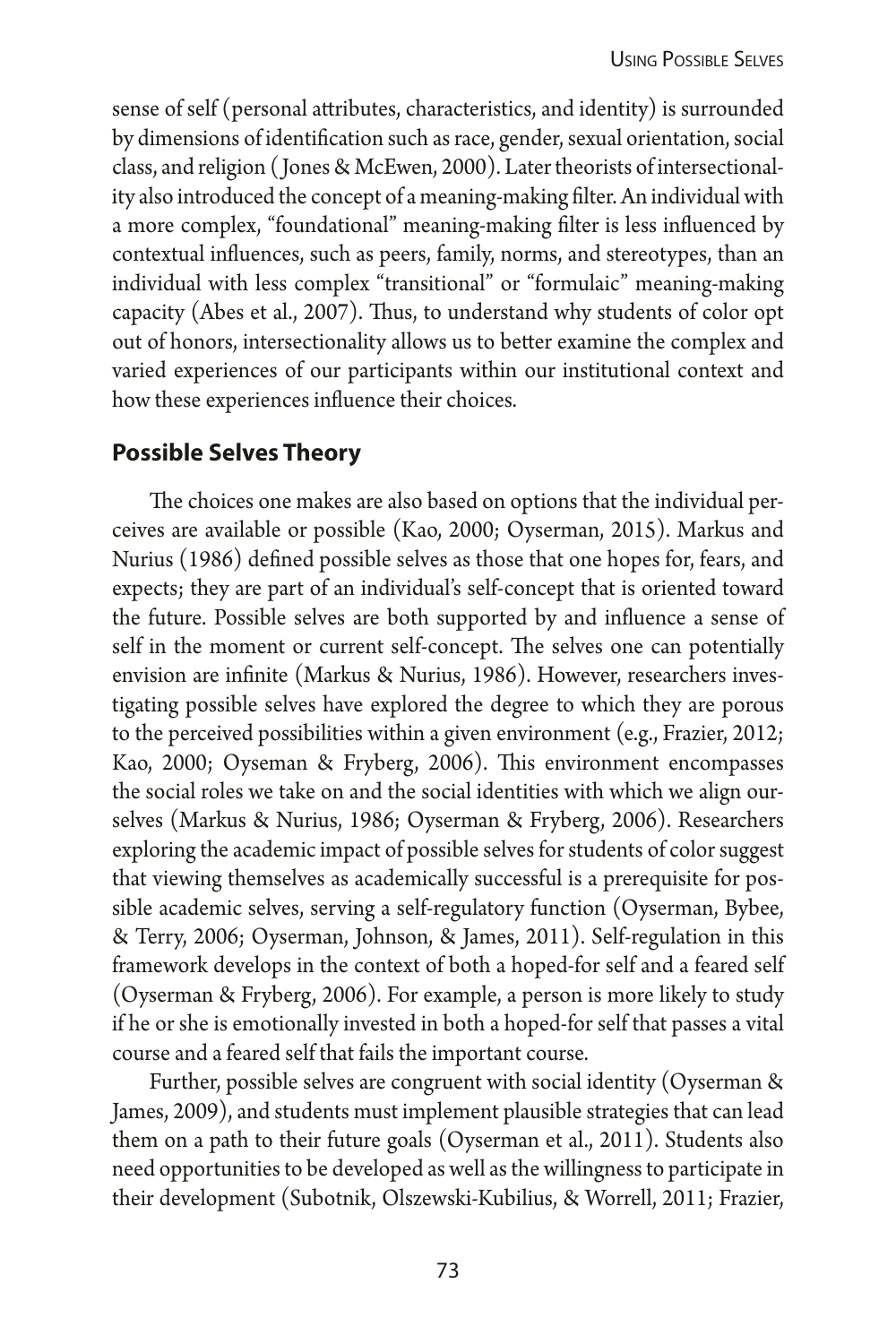sense of self (personal attributes, characteristics, and identity) is surrounded by dimensions of identification such as race, gender, sexual orientation, social class, and religion (Jones & McEwen, 2000). Later theorists of intersectionality also introduced the concept of a meaning-making filter. An individual with a more complex, "foundational" meaning-making filter is less influenced by contextual influences, such as peers, family, norms, and stereotypes, than an individual with less complex "transitional" or "formulaic" meaning-making capacity (Abes et al., 2007). Thus, to understand why students of color opt out of honors, intersectionality allows us to better examine the complex and varied experiences of our participants within our institutional context and how these experiences influence their choices.

## Possible Selves Theory

The choices one makes are also based on options that the individual perceives are available or possible (Kao, 2000; Oyserman, 2015). Markus and Nurius (1986) defined possible selves as those that one hopes for, fears, and expects; they are part of an individual's self-concept that is oriented toward the future. Possible selves are both supported by and influence a sense of self in the moment or current self-concept. The selves one can potentially envision are infinite (Markus & Nurius, 1986). However, researchers investigating possible selves have explored the degree to which they are porous to the perceived possibilities within a given environment (e.g., Frazier, 2012; Kao, 2000; Oyseman & Fryberg, 2006). This environment encompasses the social roles we take on and the social identities with which we align ourselves (Markus & Nurius, 1986; Oyserman & Fryberg, 2006). Researchers exploring the academic impact of possible selves for students of color suggest that viewing themselves as academically successful is a prerequisite for possible academic selves, serving a self-regulatory function (Oyserman, Bybee, & Terry, 2006; Oyserman, Johnson, & James, 2011). Self-regulation in this framework develops in the context of both a hoped-for self and a feared self (Oyserman & Fryberg, 2006). For example, a person is more likely to study if he or she is emotionally invested in both a hoped-for self that passes a vital course and a feared self that fails the important course.

Further, possible selves are congruent with social identity (Oyserman & James, 2009), and students must implement plausible strategies that can lead them on a path to their future goals (Oyserman et al., 2011). Students also need opportunities to be developed as well as the willingness to participate in their development (Subotnik, Olszewski-Kubilius, & Worrell, 2011; Frazier,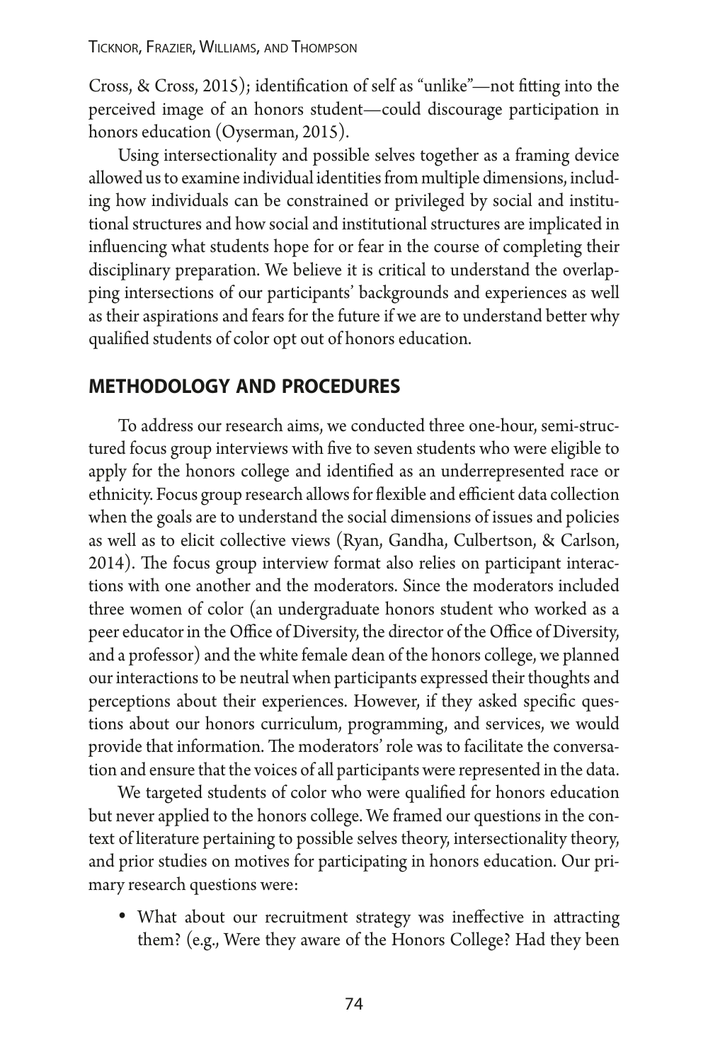Cross, & Cross, 2015); identification of self as "unlike"—not fitting into the perceived image of an honors student—could discourage participation in honors education (Oyserman, 2015).

Using intersectionality and possible selves together as a framing device allowed us to examine individual identities from multiple dimensions, including how individuals can be constrained or privileged by social and institutional structures and how social and institutional structures are implicated in influencing what students hope for or fear in the course of completing their disciplinary preparation. We believe it is critical to understand the overlapping intersections of our participants' backgrounds and experiences as well as their aspirations and fears for the future if we are to understand better why qualified students of color opt out of honors education.

## METHODOLOGY AND PROCEDURES

To address our research aims, we conducted three one-hour, semi-structured focus group interviews with five to seven students who were eligible to apply for the honors college and identified as an underrepresented race or ethnicity. Focus group research allows for flexible and efficient data collection when the goals are to understand the social dimensions of issues and policies as well as to elicit collective views (Ryan, Gandha, Culbertson, & Carlson, 2014). The focus group interview format also relies on participant interactions with one another and the moderators. Since the moderators included three women of color (an undergraduate honors student who worked as a peer educator in the Office of Diversity, the director of the Office of Diversity, and a professor) and the white female dean of the honors college, we planned our interactions to be neutral when participants expressed their thoughts and perceptions about their experiences. However, if they asked specific questions about our honors curriculum, programming, and services, we would provide that information. The moderators' role was to facilitate the conversation and ensure that the voices of all participants were represented in the data.

We targeted students of color who were qualified for honors education but never applied to the honors college. We framed our questions in the context of literature pertaining to possible selves theory, intersectionality theory, and prior studies on motives for participating in honors education. Our primary research questions were:

- What about our recruitment strategy was ineffective in attracting them? (e.g., Were they aware of the Honors College? Had they been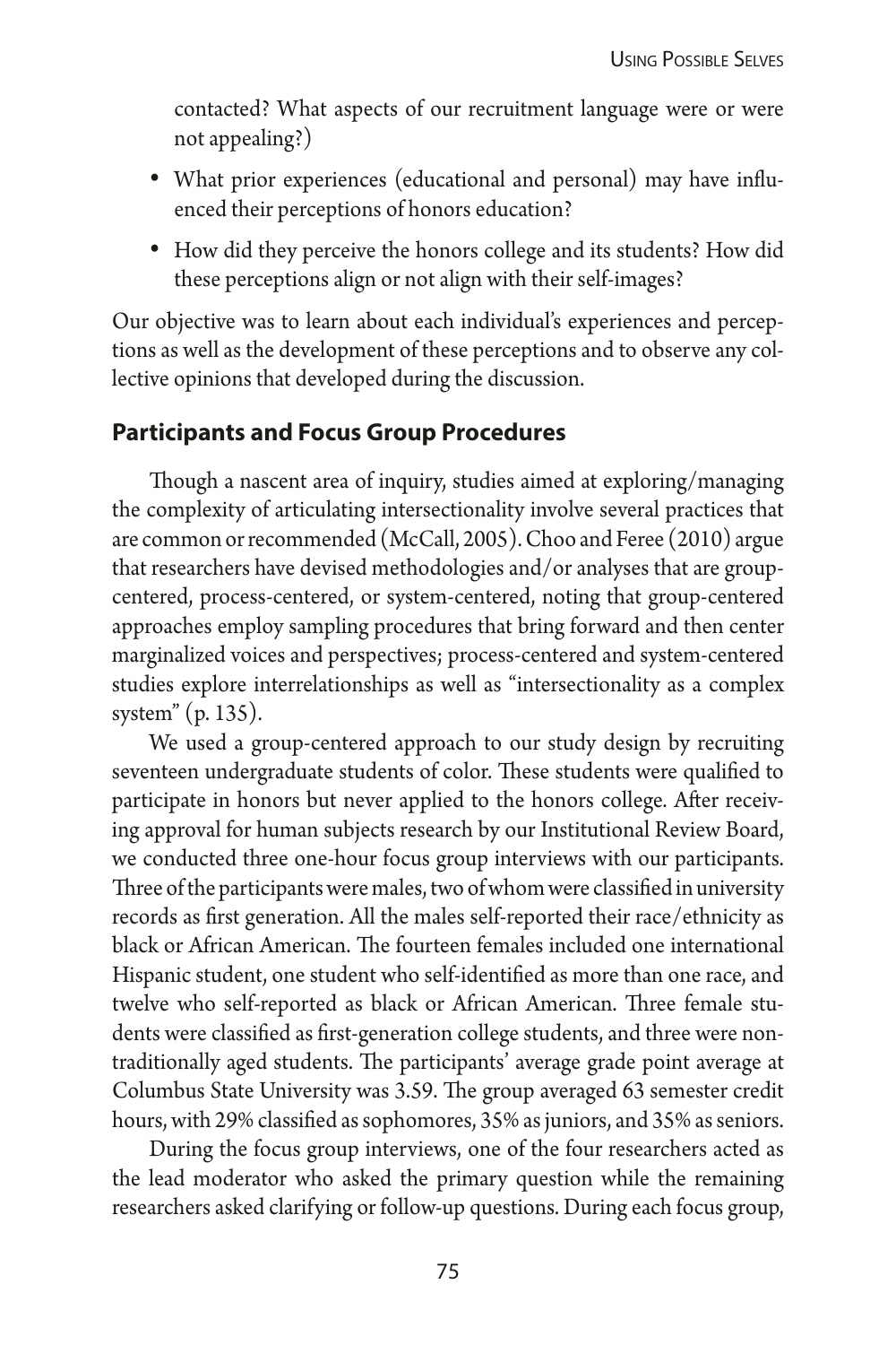contacted? What aspects of our recruitment language were or were not appealing?)

- What prior experiences (educational and personal) may have influenced their perceptions of honors education?
- How did they perceive the honors college and its students? How did these perceptions align or not align with their self-images?

Our objective was to learn about each individual's experiences and perceptions as well as the development of these perceptions and to observe any collective opinions that developed during the discussion.

## Participants and Focus Group Procedures

Though a nascent area of inquiry, studies aimed at exploring/managing the complexity of articulating intersectionality involve several practices that are common or recommended (McCall, 2005). Choo and Feree (2010) argue that researchers have devised methodologies and/or analyses that are group-centered, process-centered, or system-centered, noting that group-centered approaches employ sampling procedures that bring forward and then center marginalized voices and perspectives; process-centered and system-centered studies explore interrelationships as well as "intersectionality as a complex system" (p. 135).

We used a group-centered approach to our study design by recruiting seventeen undergraduate students of color. These students were qualified to participate in honors but never applied to the honors college. After receiving approval for human subjects research by our Institutional Review Board, we conducted three one-hour focus group interviews with our participants. Three of the participants were males, two of whom were classified in university records as first generation. All the males self-reported their race/ethnicity as black or African American. The fourteen females included one international Hispanic student, one student who self-identified as more than one race, and twelve who self-reported as black or African American. Three female students were classified as first-generation college students, and three were non-traditionally aged students. The participants' average grade point average at Columbus State University was 3.59. The group averaged 63 semester credit hours, with 29% classified as sophomores, 35% as juniors, and 35% as seniors.

During the focus group interviews, one of the four researchers acted as the lead moderator who asked the primary question while the remaining researchers asked clarifying or follow-up questions. During each focus group,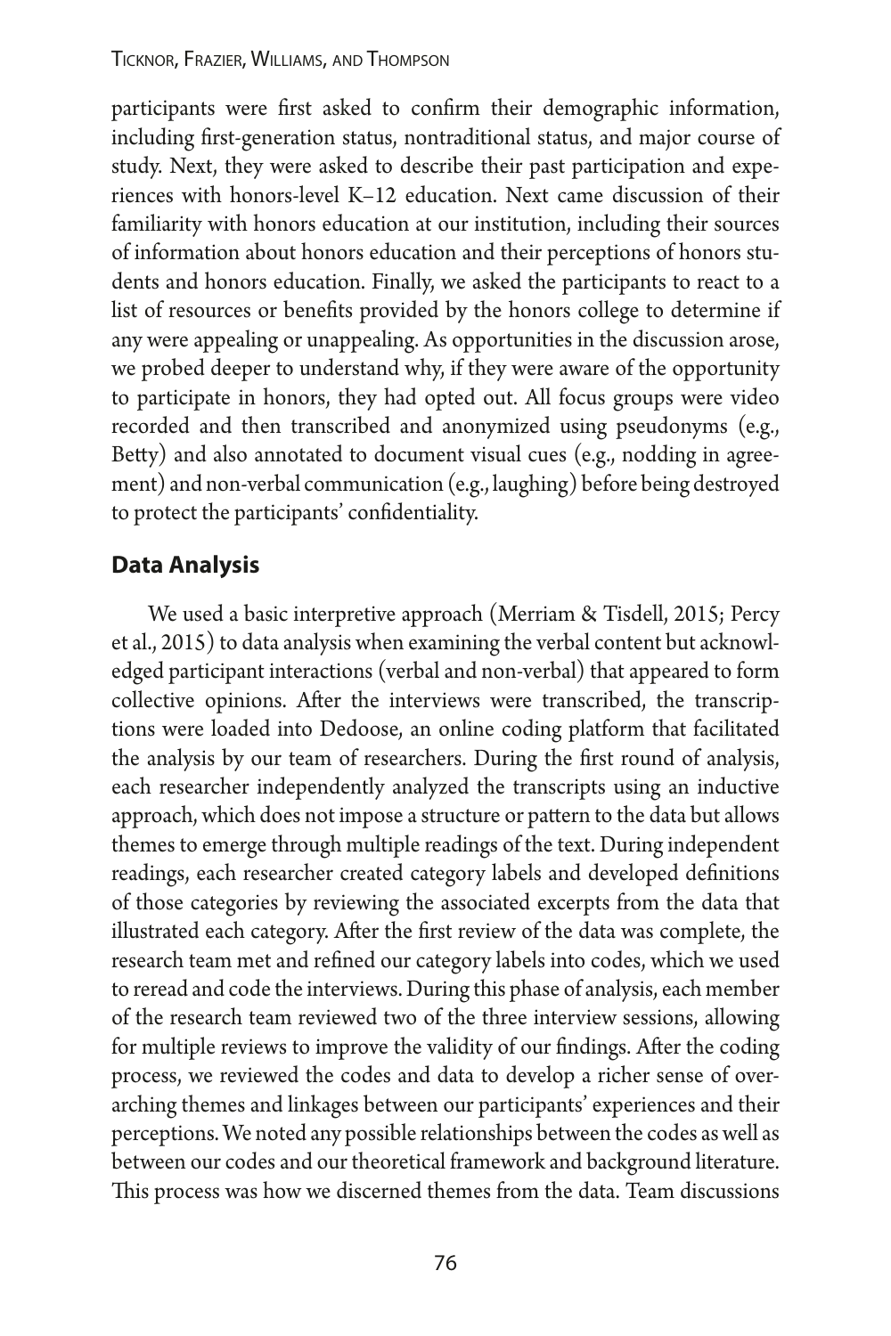participants were first asked to confirm their demographic information, including first-generation status, nontraditional status, and major course of study. Next, they were asked to describe their past participation and experiences with honors-level K–12 education. Next came discussion of their familiarity with honors education at our institution, including their sources of information about honors education and their perceptions of honors students and honors education. Finally, we asked the participants to react to a list of resources or benefits provided by the honors college to determine if any were appealing or unappealing. As opportunities in the discussion arose, we probed deeper to understand why, if they were aware of the opportunity to participate in honors, they had opted out. All focus groups were video recorded and then transcribed and anonymized using pseudonyms (e.g., Betty) and also annotated to document visual cues (e.g., nodding in agreement) and non-verbal communication (e.g., laughing) before being destroyed to protect the participants' confidentiality.

## Data Analysis

We used a basic interpretive approach (Merriam & Tisdell, 2015; Percy et al., 2015) to data analysis when examining the verbal content but acknowledged participant interactions (verbal and non-verbal) that appeared to form collective opinions. After the interviews were transcribed, the transcriptions were loaded into Dedoose, an online coding platform that facilitated the analysis by our team of researchers. During the first round of analysis, each researcher independently analyzed the transcripts using an inductive approach, which does not impose a structure or pattern to the data but allows themes to emerge through multiple readings of the text. During independent readings, each researcher created category labels and developed definitions of those categories by reviewing the associated excerpts from the data that illustrated each category. After the first review of the data was complete, the research team met and refined our category labels into codes, which we used to reread and code the interviews. During this phase of analysis, each member of the research team reviewed two of the three interview sessions, allowing for multiple reviews to improve the validity of our findings. After the coding process, we reviewed the codes and data to develop a richer sense of overarching themes and linkages between our participants' experiences and their perceptions. We noted any possible relationships between the codes as well as between our codes and our theoretical framework and background literature. This process was how we discerned themes from the data. Team discussions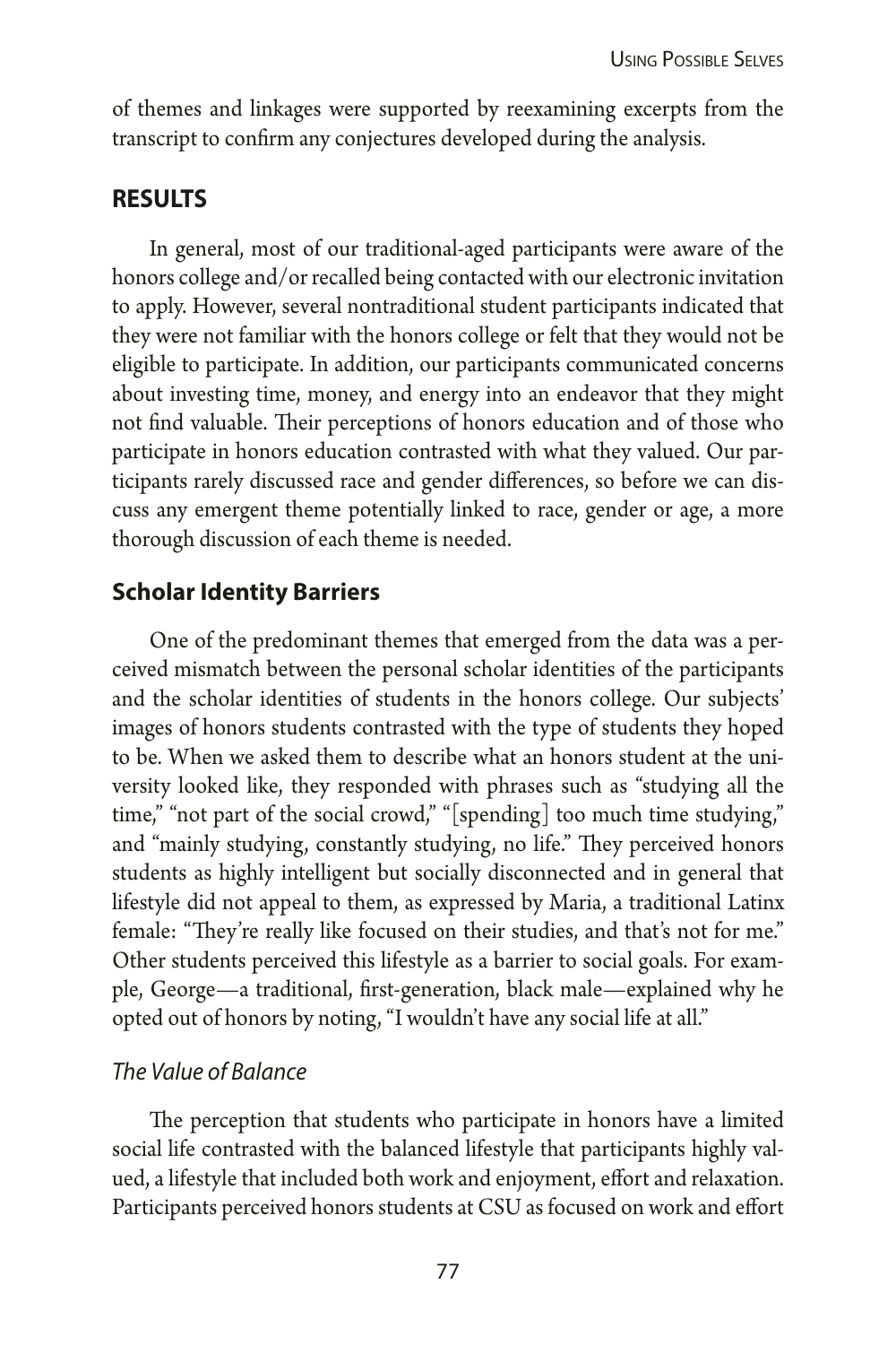of themes and linkages were supported by reexamining excerpts from the transcript to confirm any conjectures developed during the analysis.

## RESULTS

In general, most of our traditional-aged participants were aware of the honors college and/or recalled being contacted with our electronic invitation to apply. However, several nontraditional student participants indicated that they were not familiar with the honors college or felt that they would not be eligible to participate. In addition, our participants communicated concerns about investing time, money, and energy into an endeavor that they might not find valuable. Their perceptions of honors education and of those who participate in honors education contrasted with what they valued. Our participants rarely discussed race and gender differences, so before we can discuss any emergent theme potentially linked to race, gender or age, a more thorough discussion of each theme is needed.

### Scholar Identity Barriers

One of the predominant themes that emerged from the data was a perceived mismatch between the personal scholar identities of the participants and the scholar identities of students in the honors college. Our subjects' images of honors students contrasted with the type of students they hoped to be. When we asked them to describe what an honors student at the university looked like, they responded with phrases such as "studying all the time," "not part of the social crowd," "[spending] too much time studying," and "mainly studying, constantly studying, no life." They perceived honors students as highly intelligent but socially disconnected and in general that lifestyle did not appeal to them, as expressed by Maria, a traditional Latinx female: "They're really like focused on their studies, and that's not for me." Other students perceived this lifestyle as a barrier to social goals. For example, George—a traditional, first-generation, black male—explained why he opted out of honors by noting, "I wouldn't have any social life at all."

#### *The Value of Balance*

The perception that students who participate in honors have a limited social life contrasted with the balanced lifestyle that participants highly valued, a lifestyle that included both work and enjoyment, effort and relaxation. Participants perceived honors students at CSU as focused on work and effort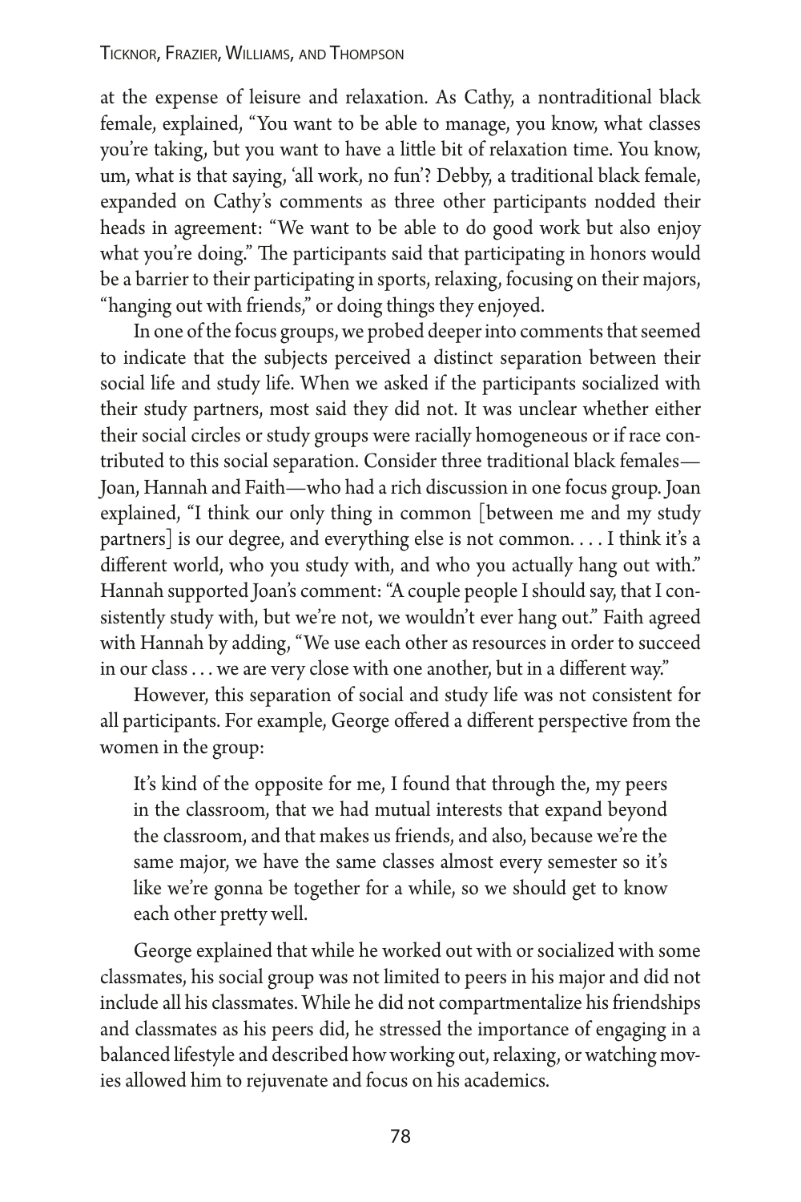at the expense of leisure and relaxation. As Cathy, a nontraditional black female, explained, "You want to be able to manage, you know, what classes you're taking, but you want to have a little bit of relaxation time. You know, um, what is that saying, 'all work, no fun'? Debby, a traditional black female, expanded on Cathy's comments as three other participants nodded their heads in agreement: "We want to be able to do good work but also enjoy what you're doing." The participants said that participating in honors would be a barrier to their participating in sports, relaxing, focusing on their majors, "hanging out with friends," or doing things they enjoyed.

In one of the focus groups, we probed deeper into comments that seemed to indicate that the subjects perceived a distinct separation between their social life and study life. When we asked if the participants socialized with their study partners, most said they did not. It was unclear whether either their social circles or study groups were racially homogeneous or if race contributed to this social separation. Consider three traditional black females—Joan, Hannah and Faith—who had a rich discussion in one focus group. Joan explained, "I think our only thing in common [between me and my study partners] is our degree, and everything else is not common. . . . I think it's a different world, who you study with, and who you actually hang out with." Hannah supported Joan's comment: "A couple people I should say, that I consistently study with, but we're not, we wouldn't ever hang out." Faith agreed with Hannah by adding, "We use each other as resources in order to succeed in our class . . . we are very close with one another, but in a different way."

However, this separation of social and study life was not consistent for all participants. For example, George offered a different perspective from the women in the group:

> It's kind of the opposite for me, I found that through the, my peers in the classroom, that we had mutual interests that expand beyond the classroom, and that makes us friends, and also, because we're the same major, we have the same classes almost every semester so it's like we're gonna be together for a while, so we should get to know each other pretty well.

George explained that while he worked out with or socialized with some classmates, his social group was not limited to peers in his major and did not include all his classmates. While he did not compartmentalize his friendships and classmates as his peers did, he stressed the importance of engaging in a balanced lifestyle and described how working out, relaxing, or watching movies allowed him to rejuvenate and focus on his academics.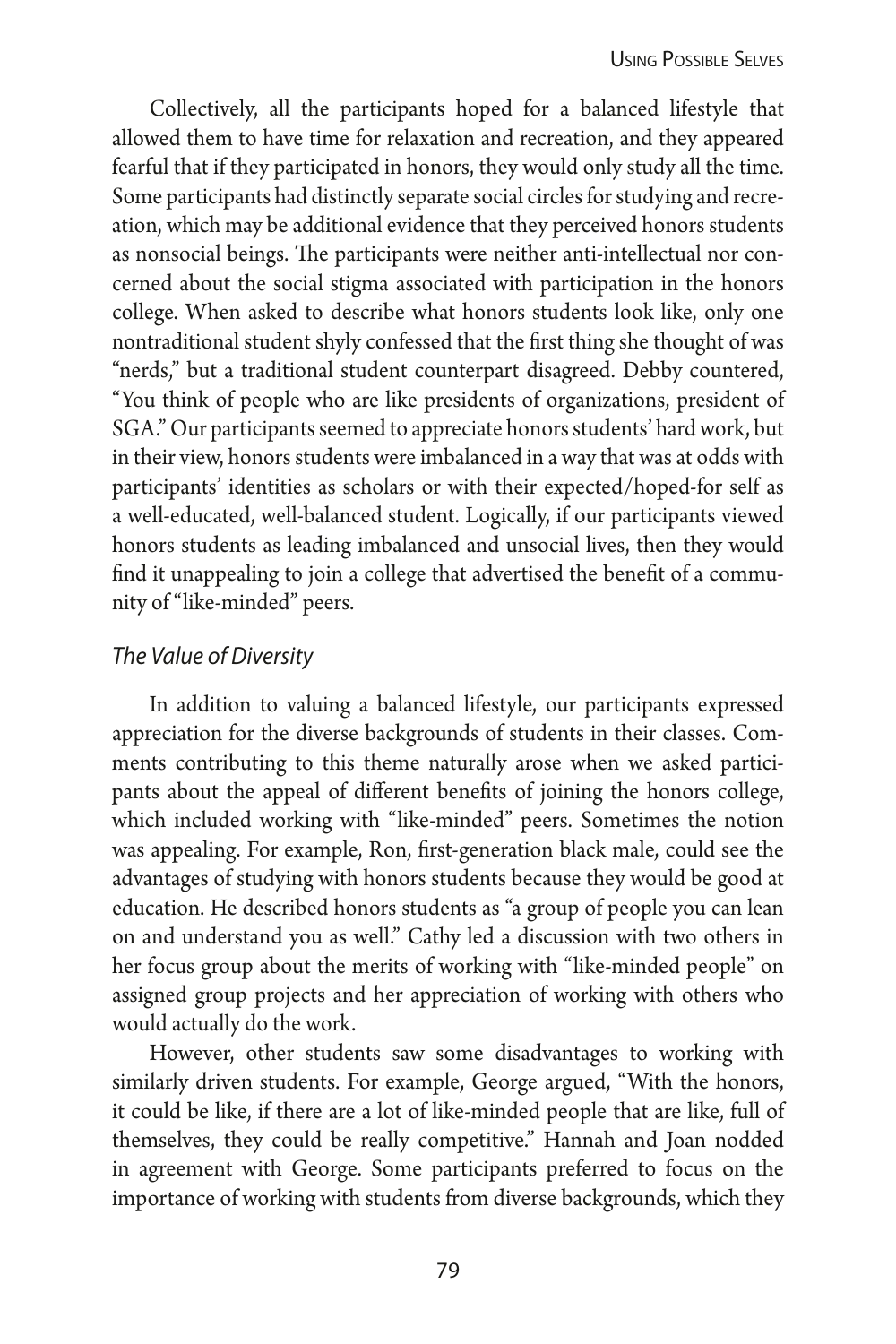Collectively, all the participants hoped for a balanced lifestyle that allowed them to have time for relaxation and recreation, and they appeared fearful that if they participated in honors, they would only study all the time. Some participants had distinctly separate social circles for studying and recreation, which may be additional evidence that they perceived honors students as nonsocial beings. The participants were neither anti-intellectual nor concerned about the social stigma associated with participation in the honors college. When asked to describe what honors students look like, only one nontraditional student shyly confessed that the first thing she thought of was "nerds," but a traditional student counterpart disagreed. Debby countered, "You think of people who are like presidents of organizations, president of SGA." Our participants seemed to appreciate honors students' hard work, but in their view, honors students were imbalanced in a way that was at odds with participants' identities as scholars or with their expected/hoped-for self as a well-educated, well-balanced student. Logically, if our participants viewed honors students as leading imbalanced and unsocial lives, then they would find it unappealing to join a college that advertised the benefit of a community of "like-minded" peers.

### *The Value of Diversity*

In addition to valuing a balanced lifestyle, our participants expressed appreciation for the diverse backgrounds of students in their classes. Comments contributing to this theme naturally arose when we asked participants about the appeal of different benefits of joining the honors college, which included working with "like-minded" peers. Sometimes the notion was appealing. For example, Ron, first-generation black male, could see the advantages of studying with honors students because they would be good at education. He described honors students as "a group of people you can lean on and understand you as well." Cathy led a discussion with two others in her focus group about the merits of working with "like-minded people" on assigned group projects and her appreciation of working with others who would actually do the work.

However, other students saw some disadvantages to working with similarly driven students. For example, George argued, "With the honors, it could be like, if there are a lot of like-minded people that are like, full of themselves, they could be really competitive." Hannah and Joan nodded in agreement with George. Some participants preferred to focus on the importance of working with students from diverse backgrounds, which they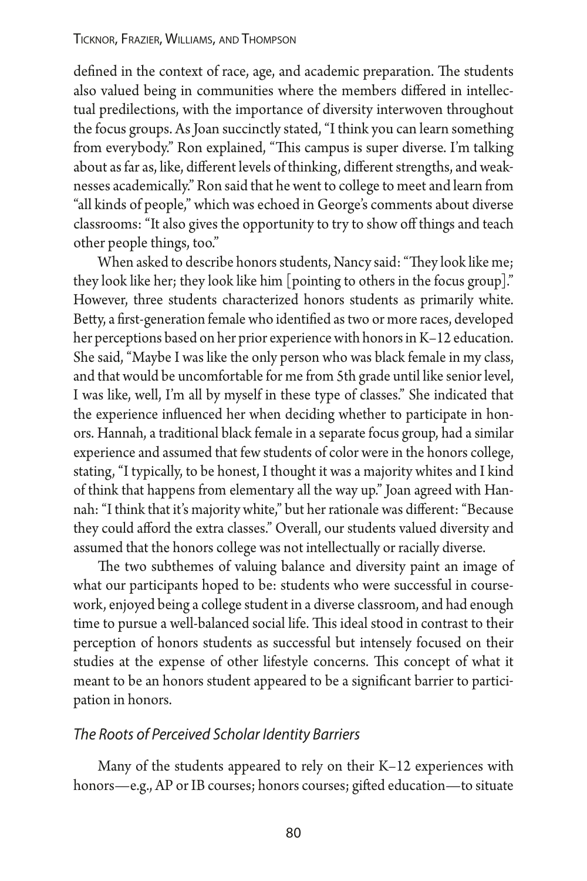defined in the context of race, age, and academic preparation. The students also valued being in communities where the members differed in intellectual predilections, with the importance of diversity interwoven throughout the focus groups. As Joan succinctly stated, "I think you can learn something from everybody." Ron explained, "This campus is super diverse. I'm talking about as far as, like, different levels of thinking, different strengths, and weaknesses academically." Ron said that he went to college to meet and learn from "all kinds of people," which was echoed in George's comments about diverse classrooms: "It also gives the opportunity to try to show off things and teach other people things, too."

When asked to describe honors students, Nancy said: "They look like me; they look like her; they look like him [pointing to others in the focus group]." However, three students characterized honors students as primarily white. Betty, a first-generation female who identified as two or more races, developed her perceptions based on her prior experience with honors in K–12 education. She said, "Maybe I was like the only person who was black female in my class, and that would be uncomfortable for me from 5th grade until like senior level, I was like, well, I'm all by myself in these type of classes." She indicated that the experience influenced her when deciding whether to participate in honors. Hannah, a traditional black female in a separate focus group, had a similar experience and assumed that few students of color were in the honors college, stating, "I typically, to be honest, I thought it was a majority whites and I kind of think that happens from elementary all the way up." Joan agreed with Hannah: "I think that it's majority white," but her rationale was different: "Because they could afford the extra classes." Overall, our students valued diversity and assumed that the honors college was not intellectually or racially diverse.

The two subthemes of valuing balance and diversity paint an image of what our participants hoped to be: students who were successful in coursework, enjoyed being a college student in a diverse classroom, and had enough time to pursue a well-balanced social life. This ideal stood in contrast to their perception of honors students as successful but intensely focused on their studies at the expense of other lifestyle concerns. This concept of what it meant to be an honors student appeared to be a significant barrier to participation in honors.

### *The Roots of Perceived Scholar Identity Barriers*

Many of the students appeared to rely on their K–12 experiences with honors—e.g., AP or IB courses; honors courses; gifted education—to situate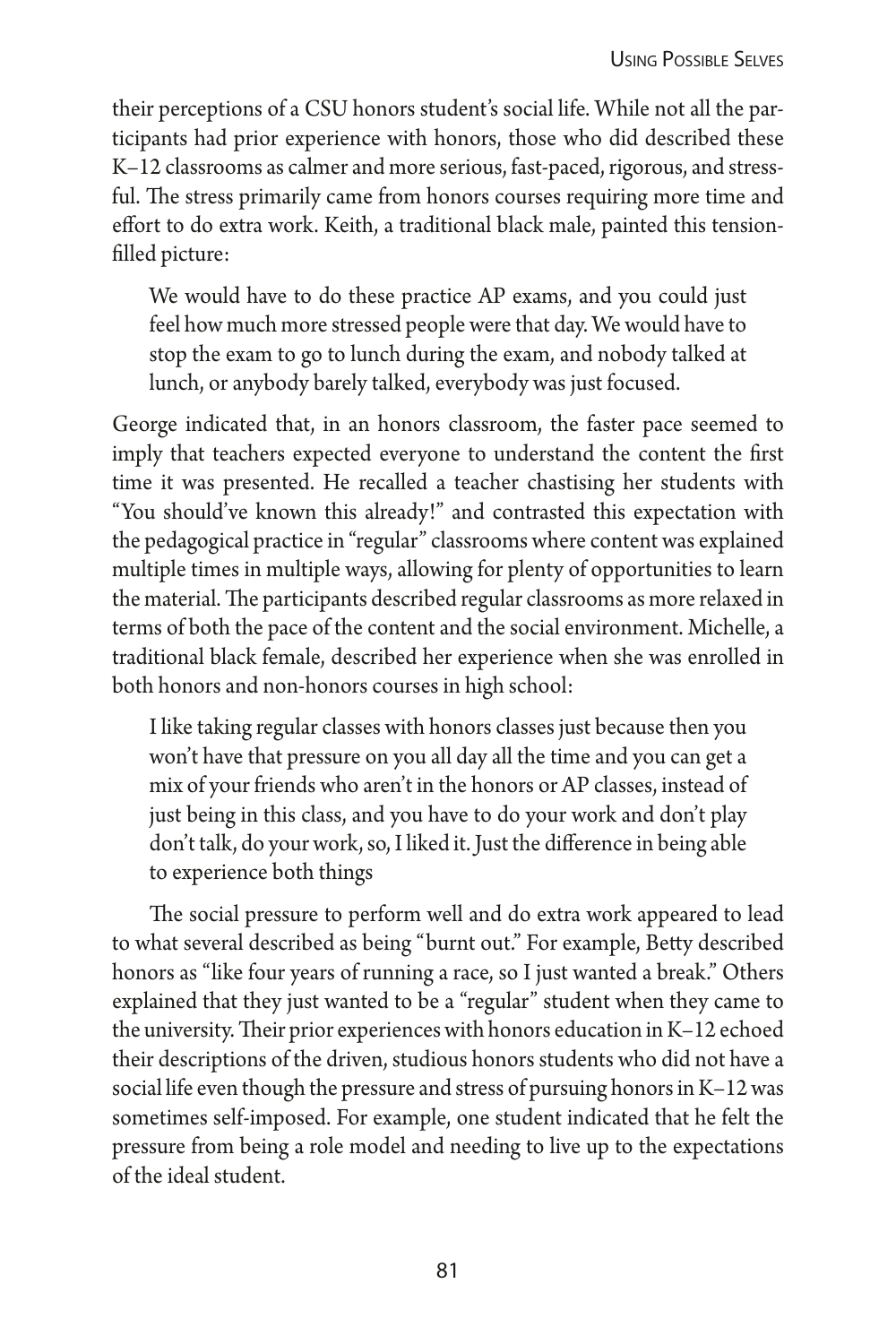their perceptions of a CSU honors student's social life. While not all the participants had prior experience with honors, those who did described these K–12 classrooms as calmer and more serious, fast-paced, rigorous, and stressful. The stress primarily came from honors courses requiring more time and effort to do extra work. Keith, a traditional black male, painted this tension-filled picture:

> We would have to do these practice AP exams, and you could just feel how much more stressed people were that day. We would have to stop the exam to go to lunch during the exam, and nobody talked at lunch, or anybody barely talked, everybody was just focused.

George indicated that, in an honors classroom, the faster pace seemed to imply that teachers expected everyone to understand the content the first time it was presented. He recalled a teacher chastising her students with "You should've known this already!" and contrasted this expectation with the pedagogical practice in "regular" classrooms where content was explained multiple times in multiple ways, allowing for plenty of opportunities to learn the material. The participants described regular classrooms as more relaxed in terms of both the pace of the content and the social environment. Michelle, a traditional black female, described her experience when she was enrolled in both honors and non-honors courses in high school:

> I like taking regular classes with honors classes just because then you won't have that pressure on you all day all the time and you can get a mix of your friends who aren't in the honors or AP classes, instead of just being in this class, and you have to do your work and don't play don't talk, do your work, so, I liked it. Just the difference in being able to experience both things

The social pressure to perform well and do extra work appeared to lead to what several described as being "burnt out." For example, Betty described honors as "like four years of running a race, so I just wanted a break." Others explained that they just wanted to be a "regular" student when they came to the university. Their prior experiences with honors education in K–12 echoed their descriptions of the driven, studious honors students who did not have a social life even though the pressure and stress of pursuing honors in K–12 was sometimes self-imposed. For example, one student indicated that he felt the pressure from being a role model and needing to live up to the expectations of the ideal student.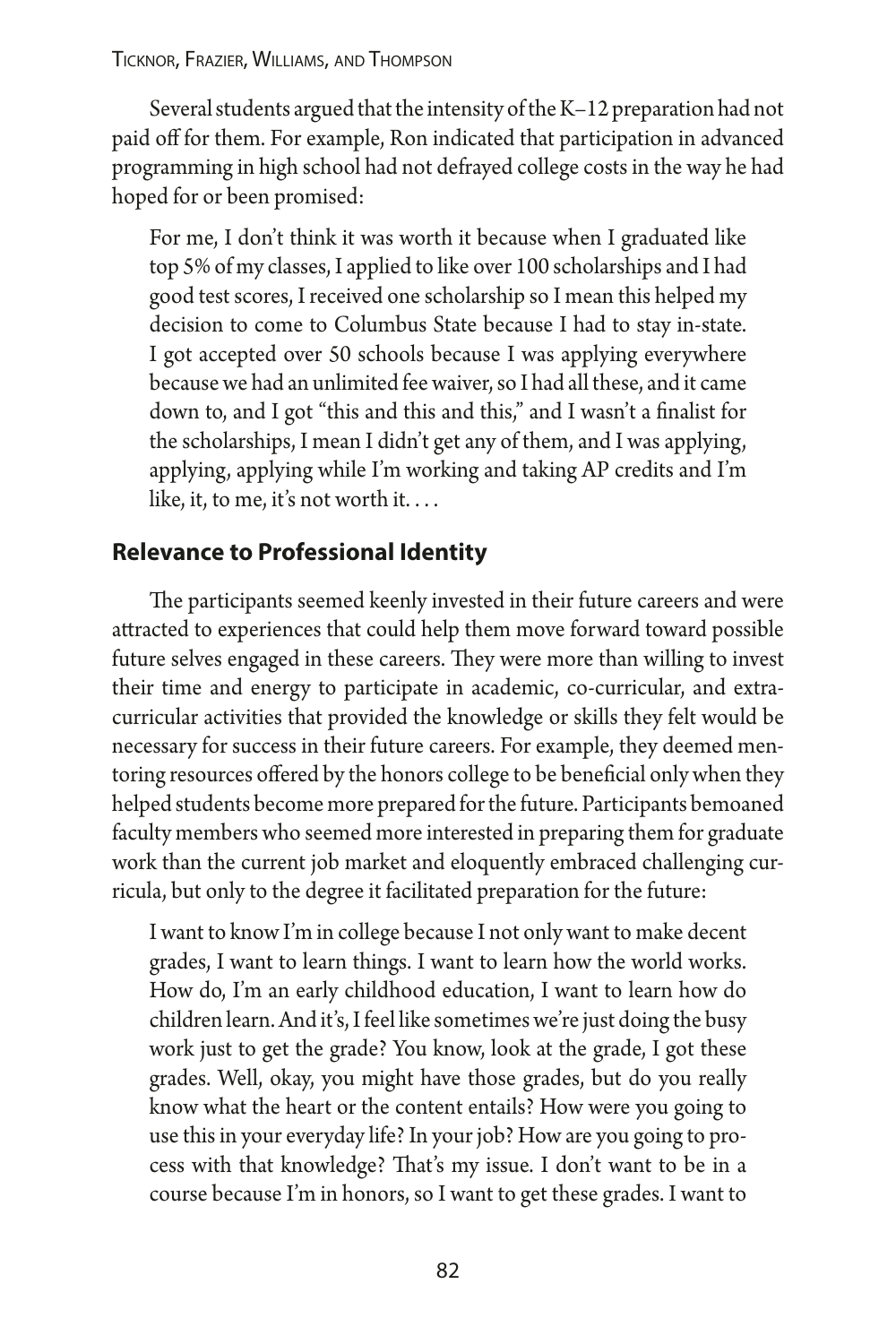Several students argued that the intensity of the K–12 preparation had not paid off for them. For example, Ron indicated that participation in advanced programming in high school had not defrayed college costs in the way he had hoped for or been promised:

> For me, I don't think it was worth it because when I graduated like top 5% of my classes, I applied to like over 100 scholarships and I had good test scores, I received one scholarship so I mean this helped my decision to come to Columbus State because I had to stay in-state. I got accepted over 50 schools because I was applying everywhere because we had an unlimited fee waiver, so I had all these, and it came down to, and I got "this and this and this," and I wasn't a finalist for the scholarships, I mean I didn't get any of them, and I was applying, applying, applying while I'm working and taking AP credits and I'm like, it, to me, it's not worth it. . . .

## Relevance to Professional Identity

The participants seemed keenly invested in their future careers and were attracted to experiences that could help them move forward toward possible future selves engaged in these careers. They were more than willing to invest their time and energy to participate in academic, co-curricular, and extra-curricular activities that provided the knowledge or skills they felt would be necessary for success in their future careers. For example, they deemed mentoring resources offered by the honors college to be beneficial only when they helped students become more prepared for the future. Participants bemoaned faculty members who seemed more interested in preparing them for graduate work than the current job market and eloquently embraced challenging curricula, but only to the degree it facilitated preparation for the future:

> I want to know I'm in college because I not only want to make decent grades, I want to learn things. I want to learn how the world works. How do, I'm an early childhood education, I want to learn how do children learn. And it's, I feel like sometimes we're just doing the busy work just to get the grade? You know, look at the grade, I got these grades. Well, okay, you might have those grades, but do you really know what the heart or the content entails? How were you going to use this in your everyday life? In your job? How are you going to process with that knowledge? That's my issue. I don't want to be in a course because I'm in honors, so I want to get these grades. I want to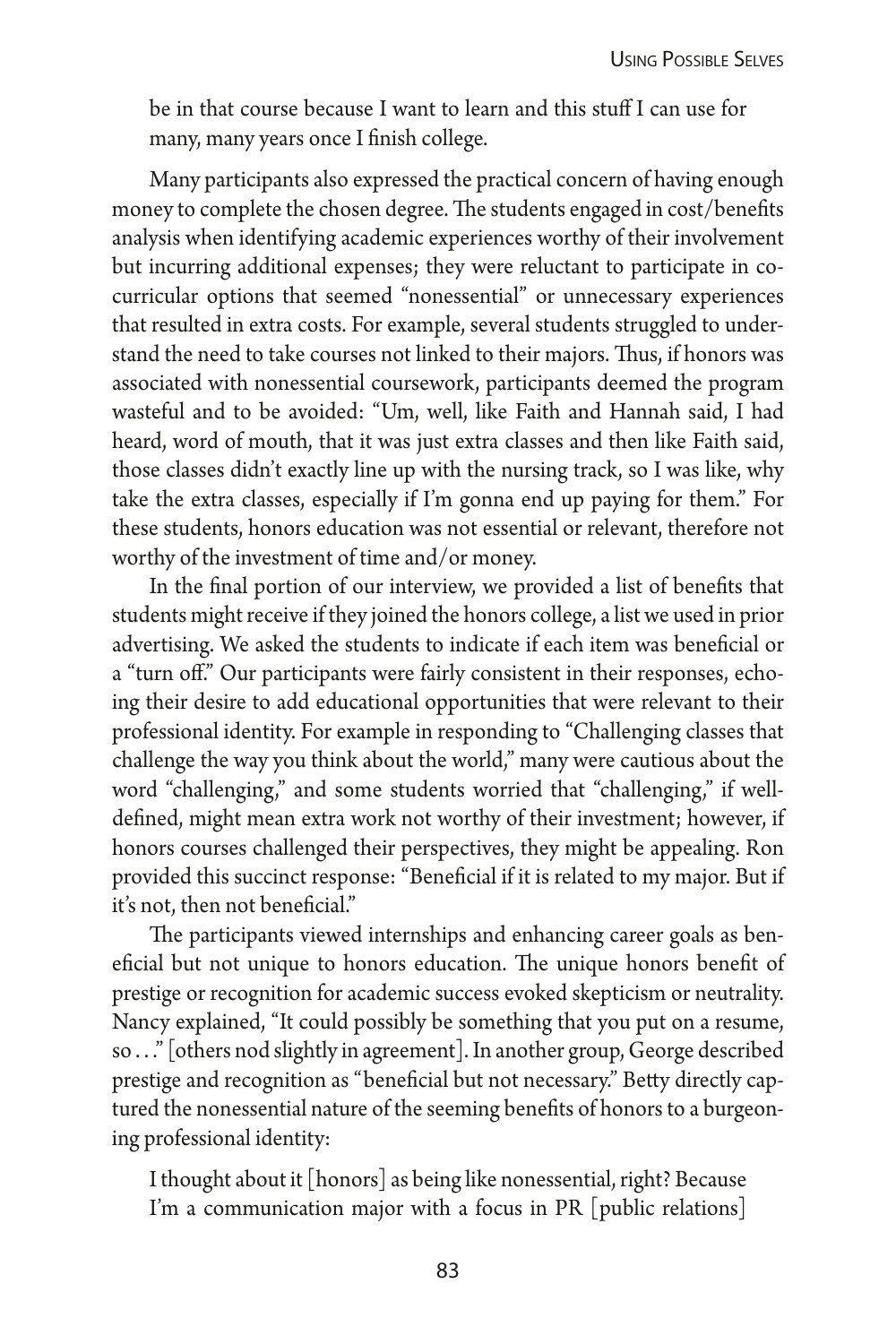be in that course because I want to learn and this stuff I can use for many, many years once I finish college.

Many participants also expressed the practical concern of having enough money to complete the chosen degree. The students engaged in cost/benefits analysis when identifying academic experiences worthy of their involvement but incurring additional expenses; they were reluctant to participate in co-curricular options that seemed "nonessential" or unnecessary experiences that resulted in extra costs. For example, several students struggled to understand the need to take courses not linked to their majors. Thus, if honors was associated with nonessential coursework, participants deemed the program wasteful and to be avoided: "Um, well, like Faith and Hannah said, I had heard, word of mouth, that it was just extra classes and then like Faith said, those classes didn't exactly line up with the nursing track, so I was like, why take the extra classes, especially if I'm gonna end up paying for them." For these students, honors education was not essential or relevant, therefore not worthy of the investment of time and/or money.

In the final portion of our interview, we provided a list of benefits that students might receive if they joined the honors college, a list we used in prior advertising. We asked the students to indicate if each item was beneficial or a "turn off." Our participants were fairly consistent in their responses, echoing their desire to add educational opportunities that were relevant to their professional identity. For example in responding to "Challenging classes that challenge the way you think about the world," many were cautious about the word "challenging," and some students worried that "challenging," if well-defined, might mean extra work not worthy of their investment; however, if honors courses challenged their perspectives, they might be appealing. Ron provided this succinct response: "Beneficial if it is related to my major. But if it's not, then not beneficial."

The participants viewed internships and enhancing career goals as beneficial but not unique to honors education. The unique honors benefit of prestige or recognition for academic success evoked skepticism or neutrality. Nancy explained, "It could possibly be something that you put on a resume, so . . ." [others nod slightly in agreement]. In another group, George described prestige and recognition as "beneficial but not necessary." Betty directly captured the nonessential nature of the seeming benefits of honors to a burgeoning professional identity:

> I thought about it [honors] as being like nonessential, right? Because I'm a communication major with a focus in PR [public relations]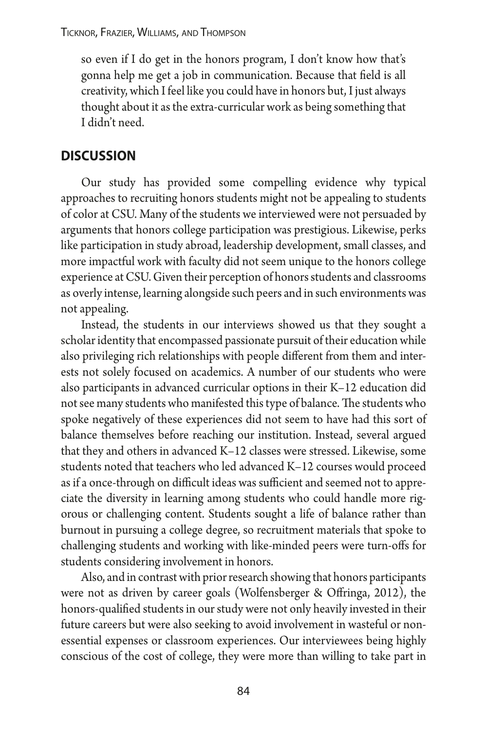> so even if I do get in the honors program, I don't know how that's gonna help me get a job in communication. Because that field is all creativity, which I feel like you could have in honors but, I just always thought about it as the extra-curricular work as being something that I didn't need.

## DISCUSSION

Our study has provided some compelling evidence why typical approaches to recruiting honors students might not be appealing to students of color at CSU. Many of the students we interviewed were not persuaded by arguments that honors college participation was prestigious. Likewise, perks like participation in study abroad, leadership development, small classes, and more impactful work with faculty did not seem unique to the honors college experience at CSU. Given their perception of honors students and classrooms as overly intense, learning alongside such peers and in such environments was not appealing.

Instead, the students in our interviews showed us that they sought a scholar identity that encompassed passionate pursuit of their education while also privileging rich relationships with people different from them and interests not solely focused on academics. A number of our students who were also participants in advanced curricular options in their K–12 education did not see many students who manifested this type of balance. The students who spoke negatively of these experiences did not seem to have had this sort of balance themselves before reaching our institution. Instead, several argued that they and others in advanced K–12 classes were stressed. Likewise, some students noted that teachers who led advanced K–12 courses would proceed as if a once-through on difficult ideas was sufficient and seemed not to appreciate the diversity in learning among students who could handle more rigorous or challenging content. Students sought a life of balance rather than burnout in pursuing a college degree, so recruitment materials that spoke to challenging students and working with like-minded peers were turn-offs for students considering involvement in honors.

Also, and in contrast with prior research showing that honors participants were not as driven by career goals (Wolfensberger & Offringa, 2012), the honors-qualified students in our study were not only heavily invested in their future careers but were also seeking to avoid involvement in wasteful or nonessential expenses or classroom experiences. Our interviewees being highly conscious of the cost of college, they were more than willing to take part in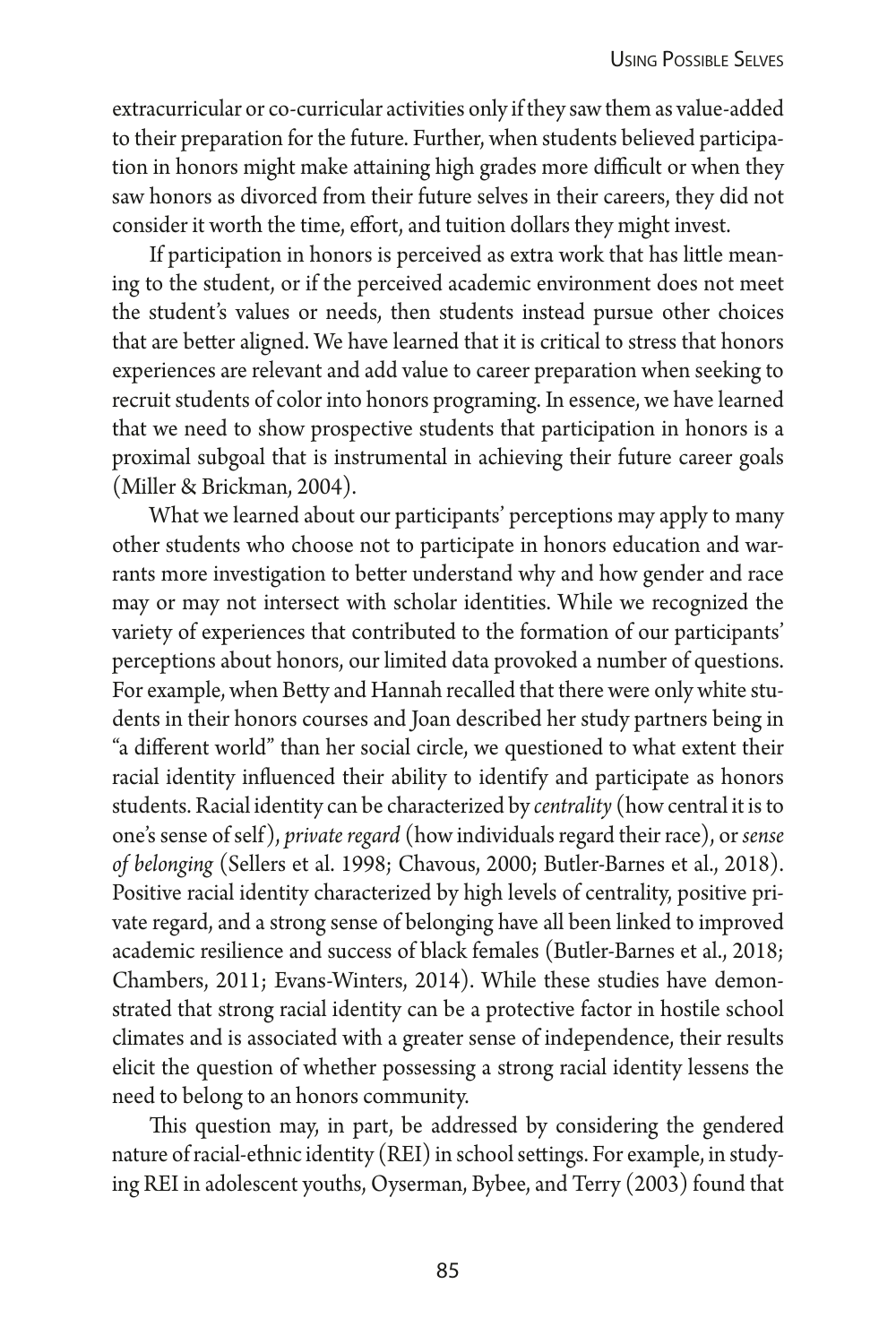extracurricular or co-curricular activities only if they saw them as value-added to their preparation for the future. Further, when students believed participation in honors might make attaining high grades more difficult or when they saw honors as divorced from their future selves in their careers, they did not consider it worth the time, effort, and tuition dollars they might invest.

If participation in honors is perceived as extra work that has little meaning to the student, or if the perceived academic environment does not meet the student's values or needs, then students instead pursue other choices that are better aligned. We have learned that it is critical to stress that honors experiences are relevant and add value to career preparation when seeking to recruit students of color into honors programing. In essence, we have learned that we need to show prospective students that participation in honors is a proximal subgoal that is instrumental in achieving their future career goals (Miller & Brickman, 2004).

What we learned about our participants' perceptions may apply to many other students who choose not to participate in honors education and warrants more investigation to better understand why and how gender and race may or may not intersect with scholar identities. While we recognized the variety of experiences that contributed to the formation of our participants' perceptions about honors, our limited data provoked a number of questions. For example, when Betty and Hannah recalled that there were only white students in their honors courses and Joan described her study partners being in "a different world" than her social circle, we questioned to what extent their racial identity influenced their ability to identify and participate as honors students. Racial identity can be characterized by *centrality* (how central it is to one's sense of self), *private regard* (how individuals regard their race), or *sense of belonging* (Sellers et al. 1998; Chavous, 2000; Butler-Barnes et al., 2018). Positive racial identity characterized by high levels of centrality, positive private regard, and a strong sense of belonging have all been linked to improved academic resilience and success of black females (Butler-Barnes et al., 2018; Chambers, 2011; Evans-Winters, 2014). While these studies have demonstrated that strong racial identity can be a protective factor in hostile school climates and is associated with a greater sense of independence, their results elicit the question of whether possessing a strong racial identity lessens the need to belong to an honors community.

This question may, in part, be addressed by considering the gendered nature of racial-ethnic identity (REI) in school settings. For example, in studying REI in adolescent youths, Oyserman, Bybee, and Terry (2003) found that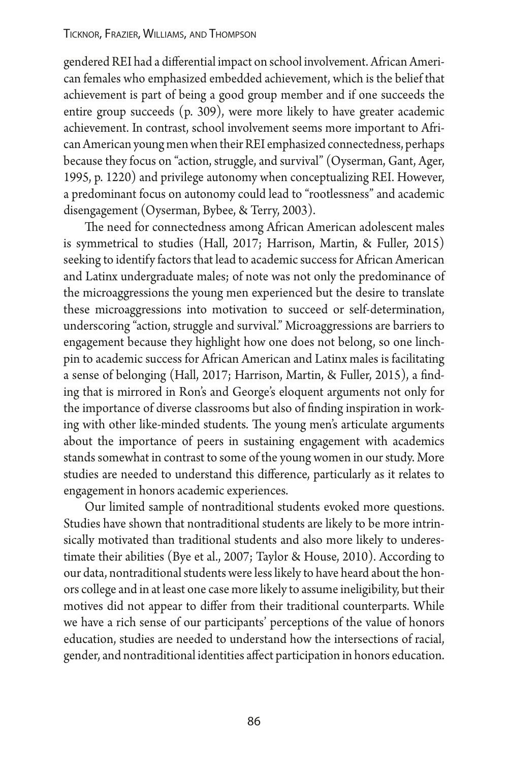gendered REI had a differential impact on school involvement. African American females who emphasized embedded achievement, which is the belief that achievement is part of being a good group member and if one succeeds the entire group succeeds (p. 309), were more likely to have greater academic achievement. In contrast, school involvement seems more important to African American young men when their REI emphasized connectedness, perhaps because they focus on "action, struggle, and survival" (Oyserman, Gant, Ager, 1995, p. 1220) and privilege autonomy when conceptualizing REI. However, a predominant focus on autonomy could lead to "rootlessness" and academic disengagement (Oyserman, Bybee, & Terry, 2003).

The need for connectedness among African American adolescent males is symmetrical to studies (Hall, 2017; Harrison, Martin, & Fuller, 2015) seeking to identify factors that lead to academic success for African American and Latinx undergraduate males; of note was not only the predominance of the microaggressions the young men experienced but the desire to translate these microaggressions into motivation to succeed or self-determination, underscoring "action, struggle and survival." Microaggressions are barriers to engagement because they highlight how one does not belong, so one linchpin to academic success for African American and Latinx males is facilitating a sense of belonging (Hall, 2017; Harrison, Martin, & Fuller, 2015), a finding that is mirrored in Ron's and George's eloquent arguments not only for the importance of diverse classrooms but also of finding inspiration in working with other like-minded students. The young men's articulate arguments about the importance of peers in sustaining engagement with academics stands somewhat in contrast to some of the young women in our study. More studies are needed to understand this difference, particularly as it relates to engagement in honors academic experiences.

Our limited sample of nontraditional students evoked more questions. Studies have shown that nontraditional students are likely to be more intrinsically motivated than traditional students and also more likely to underestimate their abilities (Bye et al., 2007; Taylor & House, 2010). According to our data, nontraditional students were less likely to have heard about the honors college and in at least one case more likely to assume ineligibility, but their motives did not appear to differ from their traditional counterparts. While we have a rich sense of our participants' perceptions of the value of honors education, studies are needed to understand how the intersections of racial, gender, and nontraditional identities affect participation in honors education.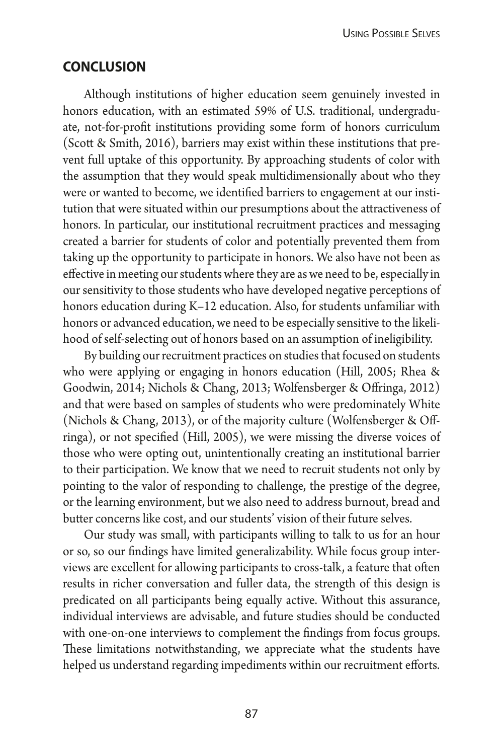## CONCLUSION

Although institutions of higher education seem genuinely invested in honors education, with an estimated 59% of U.S. traditional, undergraduate, not-for-profit institutions providing some form of honors curriculum (Scott & Smith, 2016), barriers may exist within these institutions that prevent full uptake of this opportunity. By approaching students of color with the assumption that they would speak multidimensionally about who they were or wanted to become, we identified barriers to engagement at our institution that were situated within our presumptions about the attractiveness of honors. In particular, our institutional recruitment practices and messaging created a barrier for students of color and potentially prevented them from taking up the opportunity to participate in honors. We also have not been as effective in meeting our students where they are as we need to be, especially in our sensitivity to those students who have developed negative perceptions of honors education during K–12 education. Also, for students unfamiliar with honors or advanced education, we need to be especially sensitive to the likelihood of self-selecting out of honors based on an assumption of ineligibility.

By building our recruitment practices on studies that focused on students who were applying or engaging in honors education (Hill, 2005; Rhea & Goodwin, 2014; Nichols & Chang, 2013; Wolfensberger & Offringa, 2012) and that were based on samples of students who were predominately White (Nichols & Chang, 2013), or of the majority culture (Wolfensberger & Offringa), or not specified (Hill, 2005), we were missing the diverse voices of those who were opting out, unintentionally creating an institutional barrier to their participation. We know that we need to recruit students not only by pointing to the valor of responding to challenge, the prestige of the degree, or the learning environment, but we also need to address burnout, bread and butter concerns like cost, and our students' vision of their future selves.

Our study was small, with participants willing to talk to us for an hour or so, so our findings have limited generalizability. While focus group interviews are excellent for allowing participants to cross-talk, a feature that often results in richer conversation and fuller data, the strength of this design is predicated on all participants being equally active. Without this assurance, individual interviews are advisable, and future studies should be conducted with one-on-one interviews to complement the findings from focus groups. These limitations notwithstanding, we appreciate what the students have helped us understand regarding impediments within our recruitment efforts.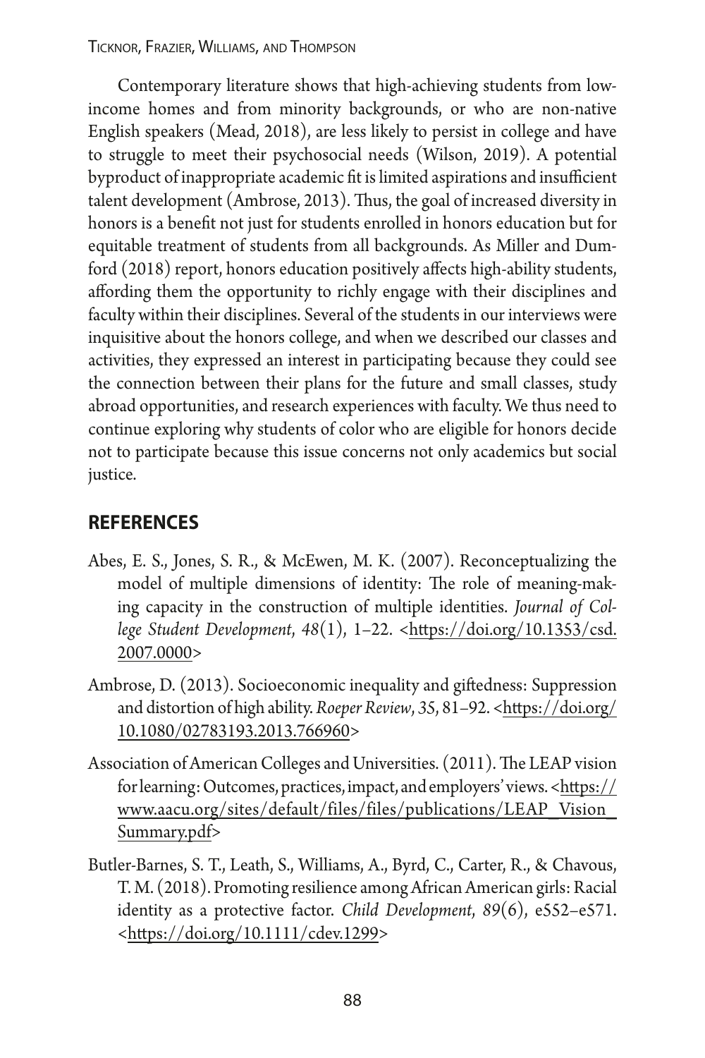Contemporary literature shows that high-achieving students from low-income homes and from minority backgrounds, or who are non-native English speakers (Mead, 2018), are less likely to persist in college and have to struggle to meet their psychosocial needs (Wilson, 2019). A potential byproduct of inappropriate academic fit is limited aspirations and insufficient talent development (Ambrose, 2013). Thus, the goal of increased diversity in honors is a benefit not just for students enrolled in honors education but for equitable treatment of students from all backgrounds. As Miller and Dumford (2018) report, honors education positively affects high-ability students, affording them the opportunity to richly engage with their disciplines and faculty within their disciplines. Several of the students in our interviews were inquisitive about the honors college, and when we described our classes and activities, they expressed an interest in participating because they could see the connection between their plans for the future and small classes, study abroad opportunities, and research experiences with faculty. We thus need to continue exploring why students of color who are eligible for honors decide not to participate because this issue concerns not only academics but social justice.

## REFERENCES

Abes, E. S., Jones, S. R., & McEwen, M. K. (2007). Reconceptualizing the model of multiple dimensions of identity: The role of meaning-making capacity in the construction of multiple identities. *Journal of College Student Development*, *48*(1), 1–22. <https://doi.org/10.1353/csd.2007.0000>

Ambrose, D. (2013). Socioeconomic inequality and giftedness: Suppression and distortion of high ability. *Roeper Review*, 35, 81–92. <https://doi.org/10.1080/02783193.2013.766960>

Association of American Colleges and Universities. (2011). The LEAP vision for learning: Outcomes, practices, impact, and employers' views. <https://www.aacu.org/sites/default/files/files/publications/LEAP_Vision_Summary.pdf>

Butler-Barnes, S. T., Leath, S., Williams, A., Byrd, C., Carter, R., & Chavous, T. M. (2018). Promoting resilience among African American girls: Racial identity as a protective factor. *Child Development*, *89*(6), e552–e571. <https://doi.org/10.1111/cdev.1299>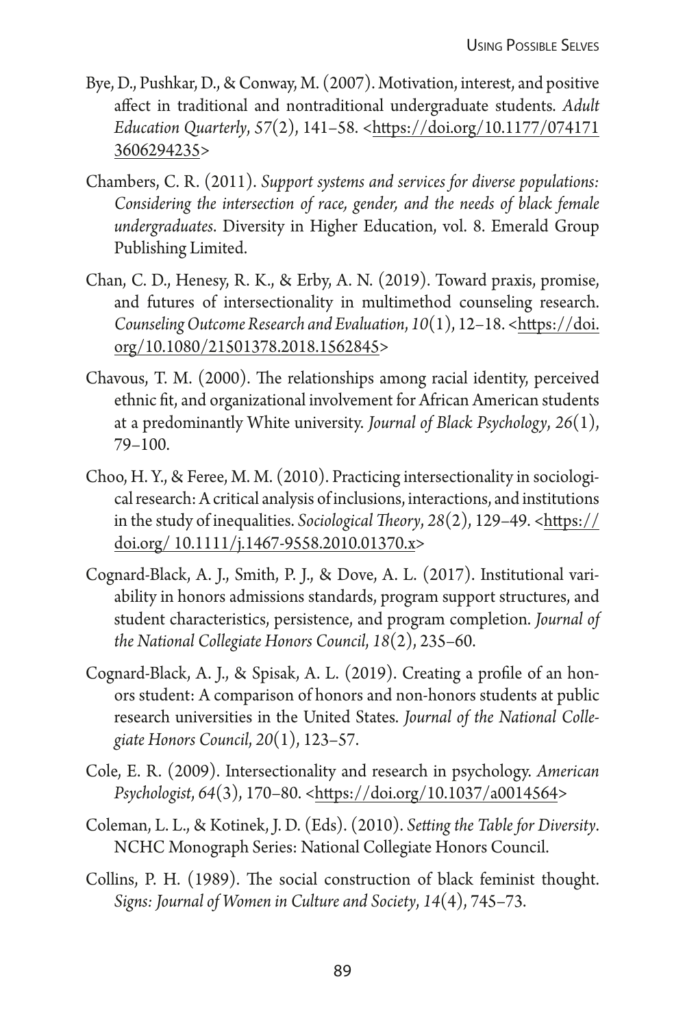Bye, D., Pushkar, D., & Conway, M. (2007). Motivation, interest, and positive affect in traditional and nontraditional undergraduate students. *Adult Education Quarterly*, *57*(2), 141–58. <https://doi.org/10.1177/0741713606294235>

Chambers, C. R. (2011). *Support systems and services for diverse populations: Considering the intersection of race, gender, and the needs of black female undergraduates*. Diversity in Higher Education, vol. 8. Emerald Group Publishing Limited.

Chan, C. D., Henesy, R. K., & Erby, A. N. (2019). Toward praxis, promise, and futures of intersectionality in multimethod counseling research. *Counseling Outcome Research and Evaluation*, *10*(1), 12–18. <https://doi.org/10.1080/21501378.2018.1562845>

Chavous, T. M. (2000). The relationships among racial identity, perceived ethnic fit, and organizational involvement for African American students at a predominantly White university. *Journal of Black Psychology*, *26*(1), 79–100.

Choo, H. Y., & Feree, M. M. (2010). Practicing intersectionality in sociological research: A critical analysis of inclusions, interactions, and institutions in the study of inequalities. *Sociological Theory*, *28*(2), 129–49. <https://doi.org/ 10.1111/j.1467-9558.2010.01370.x>

Cognard-Black, A. J., Smith, P. J., & Dove, A. L. (2017). Institutional variability in honors admissions standards, program support structures, and student characteristics, persistence, and program completion. *Journal of the National Collegiate Honors Council*, *18*(2), 235–60.

Cognard-Black, A. J., & Spisak, A. L. (2019). Creating a profile of an honors student: A comparison of honors and non-honors students at public research universities in the United States. *Journal of the National Collegiate Honors Council*, *20*(1), 123–57.

Cole, E. R. (2009). Intersectionality and research in psychology. *American Psychologist*, *64*(3), 170–80. <https://doi.org/10.1037/a0014564>

Coleman, L. L., & Kotinek, J. D. (Eds). (2010). *Setting the Table for Diversity*. NCHC Monograph Series: National Collegiate Honors Council.

Collins, P. H. (1989). The social construction of black feminist thought. *Signs: Journal of Women in Culture and Society*, *14*(4), 745–73.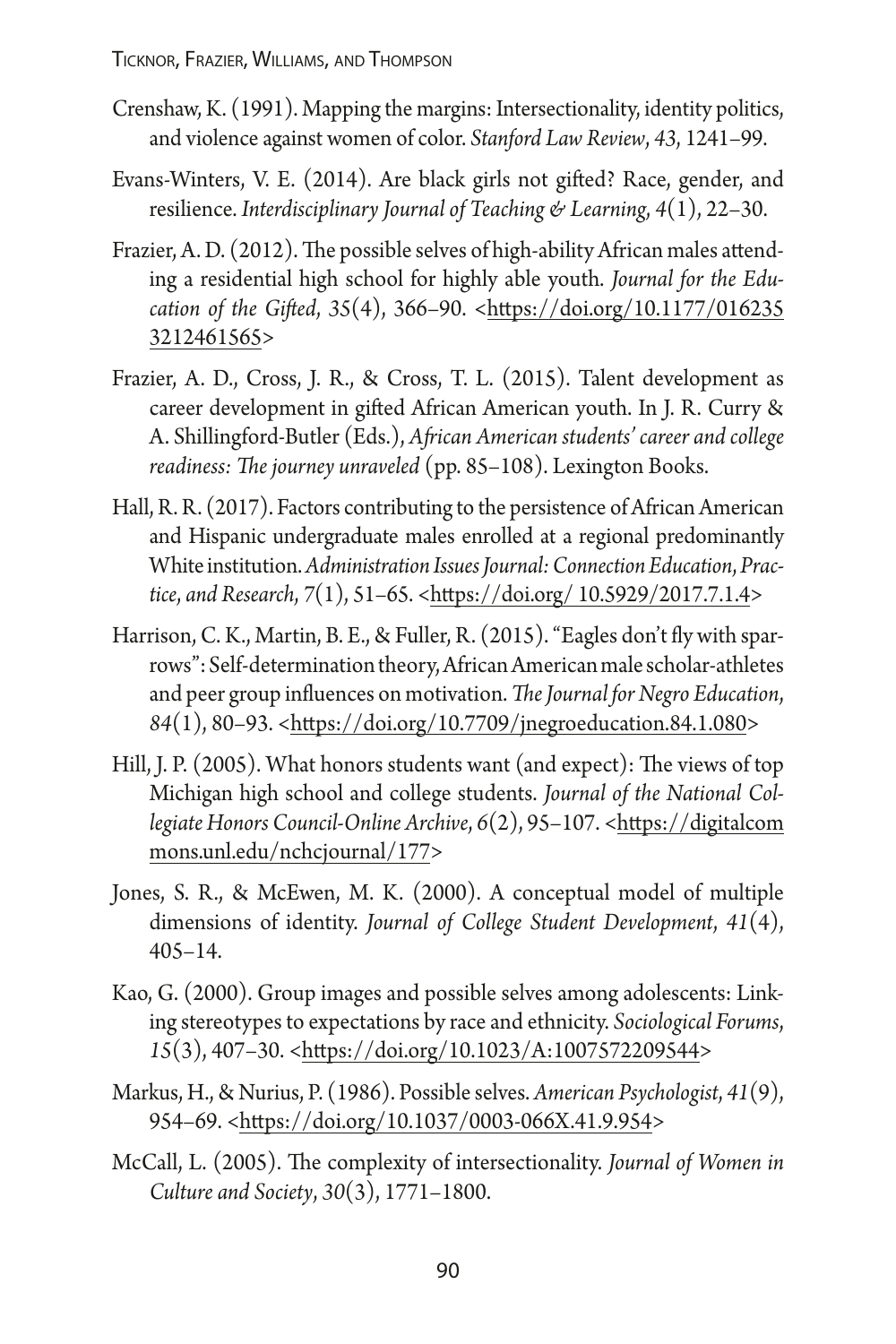Crenshaw, K. (1991). Mapping the margins: Intersectionality, identity politics, and violence against women of color. *Stanford Law Review*, *43*, 1241–99.

Evans-Winters, V. E. (2014). Are black girls not gifted? Race, gender, and resilience. *Interdisciplinary Journal of Teaching & Learning*, *4*(1), 22–30.

Frazier, A. D. (2012). The possible selves of high-ability African males attending a residential high school for highly able youth. *Journal for the Education of the Gifted*, *35*(4), 366–90. <https://doi.org/10.1177/0162353212461565>

Frazier, A. D., Cross, J. R., & Cross, T. L. (2015). Talent development as career development in gifted African American youth. In J. R. Curry & A. Shillingford-Butler (Eds.), *African American students' career and college readiness: The journey unraveled* (pp. 85–108). Lexington Books.

Hall, R. R. (2017). Factors contributing to the persistence of African American and Hispanic undergraduate males enrolled at a regional predominantly White institution. *Administration Issues Journal: Connection Education, Practice, and Research*, *7*(1), 51–65. <https://doi.org/ 10.5929/2017.7.1.4>

Harrison, C. K., Martin, B. E., & Fuller, R. (2015). "Eagles don't fly with sparrows": Self-determination theory, African American male scholar-athletes and peer group influences on motivation. *The Journal for Negro Education*, *84*(1), 80–93. <https://doi.org/10.7709/jnegroeducation.84.1.080>

Hill, J. P. (2005). What honors students want (and expect): The views of top Michigan high school and college students. *Journal of the National Collegiate Honors Council-Online Archive*, *6*(2), 95–107. <https://digitalcommons.unl.edu/nchcjournal/177>

Jones, S. R., & McEwen, M. K. (2000). A conceptual model of multiple dimensions of identity. *Journal of College Student Development*, *41*(4), 405–14.

Kao, G. (2000). Group images and possible selves among adolescents: Linking stereotypes to expectations by race and ethnicity. *Sociological Forums*, *15*(3), 407–30. <https://doi.org/10.1023/A:1007572209544>

Markus, H., & Nurius, P. (1986). Possible selves. *American Psychologist*, *41*(9), 954–69. <https://doi.org/10.1037/0003-066X.41.9.954>

McCall, L. (2005). The complexity of intersectionality. *Journal of Women in Culture and Society*, *30*(3), 1771–1800.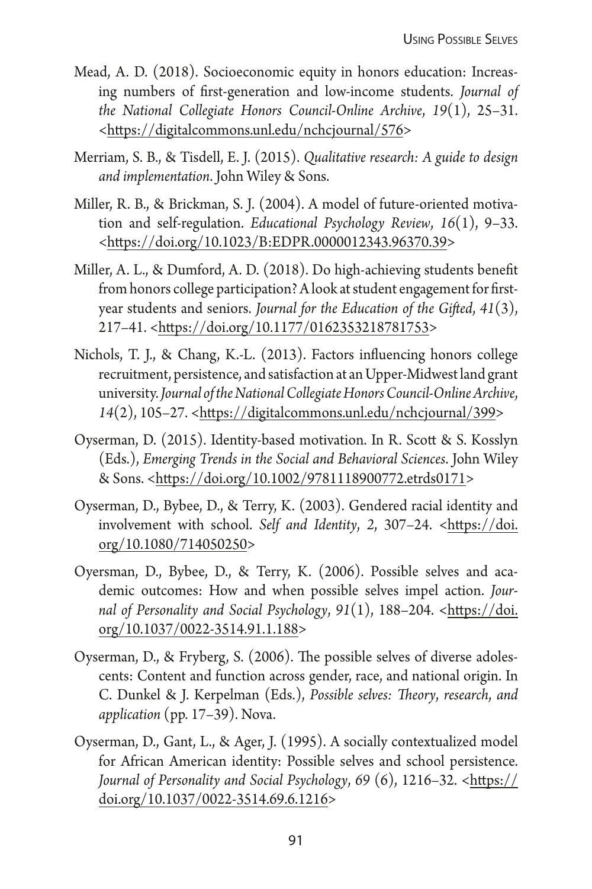Mead, A. D. (2018). Socioeconomic equity in honors education: Increasing numbers of first-generation and low-income students. *Journal of the National Collegiate Honors Council-Online Archive*, *19*(1), 25–31. <https://digitalcommons.unl.edu/nchcjournal/576>

Merriam, S. B., & Tisdell, E. J. (2015). *Qualitative research: A guide to design and implementation*. John Wiley & Sons.

Miller, R. B., & Brickman, S. J. (2004). A model of future-oriented motivation and self-regulation. *Educational Psychology Review*, *16*(1), 9–33. <https://doi.org/10.1023/B:EDPR.0000012343.96370.39>

Miller, A. L., & Dumford, A. D. (2018). Do high-achieving students benefit from honors college participation? A look at student engagement for first-year students and seniors. *Journal for the Education of the Gifted*, *41*(3), 217–41. <https://doi.org/10.1177/0162353218781753>

Nichols, T. J., & Chang, K.-L. (2013). Factors influencing honors college recruitment, persistence, and satisfaction at an Upper-Midwest land grant university. *Journal of the National Collegiate Honors Council-Online Archive*, *14*(2), 105–27. <https://digitalcommons.unl.edu/nchcjournal/399>

Oyserman, D. (2015). Identity-based motivation. In R. Scott & S. Kosslyn (Eds.), *Emerging Trends in the Social and Behavioral Sciences*. John Wiley & Sons. <https://doi.org/10.1002/9781118900772.etrds0171>

Oyserman, D., Bybee, D., & Terry, K. (2003). Gendered racial identity and involvement with school. *Self and Identity*, *2*, 307–24. <https://doi.org/10.1080/714050250>

Oyersman, D., Bybee, D., & Terry, K. (2006). Possible selves and academic outcomes: How and when possible selves impel action. *Journal of Personality and Social Psychology*, *91*(1), 188–204. <https://doi.org/10.1037/0022-3514.91.1.188>

Oyserman, D., & Fryberg, S. (2006). The possible selves of diverse adolescents: Content and function across gender, race, and national origin. In C. Dunkel & J. Kerpelman (Eds.), *Possible selves: Theory, research, and application* (pp. 17–39). Nova.

Oyserman, D., Gant, L., & Ager, J. (1995). A socially contextualized model for African American identity: Possible selves and school persistence. *Journal of Personality and Social Psychology*, *69* (6), 1216–32. <https://doi.org/10.1037/0022-3514.69.6.1216>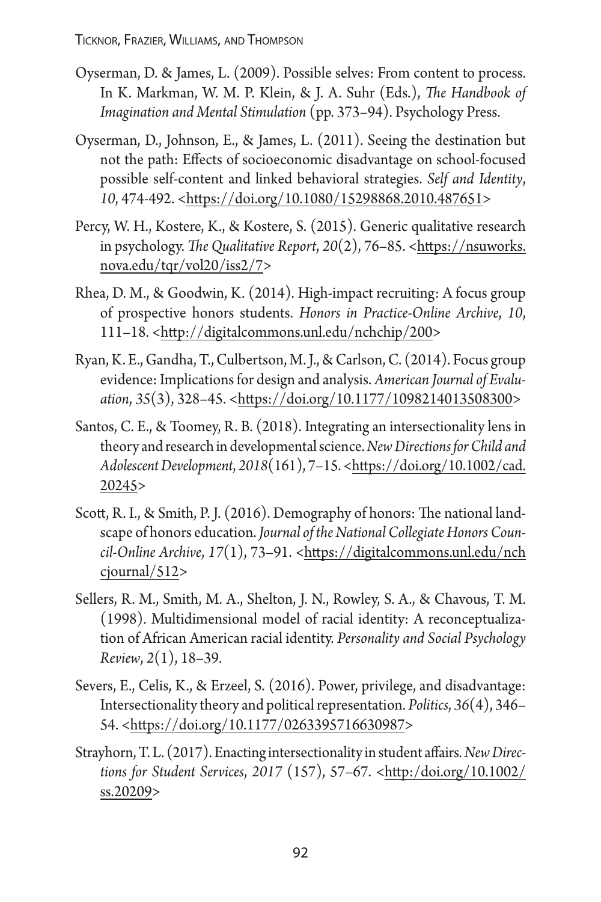Oyserman, D. & James, L. (2009). Possible selves: From content to process. In K. Markman, W. M. P. Klein, & J. A. Suhr (Eds.), *The Handbook of Imagination and Mental Stimulation* (pp. 373–94). Psychology Press.

Oyserman, D., Johnson, E., & James, L. (2011). Seeing the destination but not the path: Effects of socioeconomic disadvantage on school-focused possible self-content and linked behavioral strategies. *Self and Identity*, *10*, 474-492. <https://doi.org/10.1080/15298868.2010.487651>

Percy, W. H., Kostere, K., & Kostere, S. (2015). Generic qualitative research in psychology. *The Qualitative Report*, *20*(2), 76–85. <https://nsuworks.nova.edu/tqr/vol20/iss2/7>

Rhea, D. M., & Goodwin, K. (2014). High-impact recruiting: A focus group of prospective honors students. *Honors in Practice-Online Archive*, *10*, 111–18. <http://digitalcommons.unl.edu/nchchip/200>

Ryan, K. E., Gandha, T., Culbertson, M. J., & Carlson, C. (2014). Focus group evidence: Implications for design and analysis. *American Journal of Evaluation*, *35*(3), 328–45. <https://doi.org/10.1177/1098214013508300>

Santos, C. E., & Toomey, R. B. (2018). Integrating an intersectionality lens in theory and research in developmental science. *New Directions for Child and Adolescent Development*, *2018*(161), 7–15. <https://doi.org/10.1002/cad.20245>

Scott, R. I., & Smith, P. J. (2016). Demography of honors: The national landscape of honors education. *Journal of the National Collegiate Honors Council-Online Archive*, *17*(1), 73–91. <https://digitalcommons.unl.edu/nchcjournal/512>

Sellers, R. M., Smith, M. A., Shelton, J. N., Rowley, S. A., & Chavous, T. M. (1998). Multidimensional model of racial identity: A reconceptualization of African American racial identity. *Personality and Social Psychology Review*, *2*(1), 18–39.

Severs, E., Celis, K., & Erzeel, S. (2016). Power, privilege, and disadvantage: Intersectionality theory and political representation. *Politics*, *36*(4), 346–54. <https://doi.org/10.1177/0263395716630987>

Strayhorn, T. L. (2017). Enacting intersectionality in student affairs. *New Directions for Student Services*, *2017* (157), 57–67. <http:/doi.org/10.1002/ss.20209>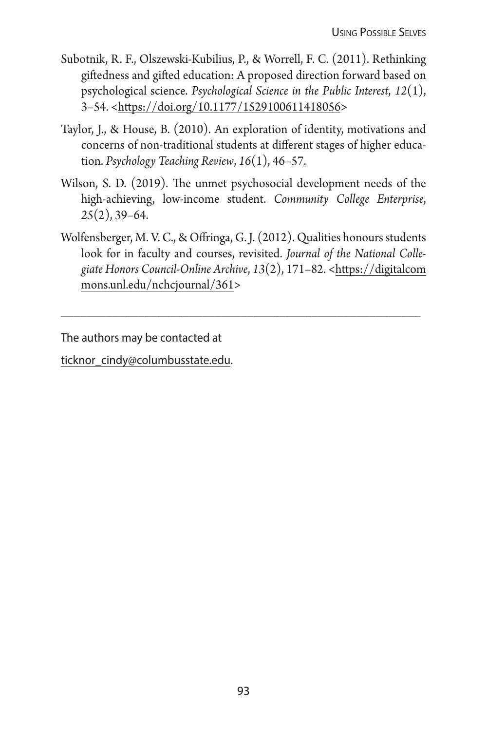Subotnik, R. F., Olszewski-Kubilius, P., & Worrell, F. C. (2011). Rethinking giftedness and gifted education: A proposed direction forward based on psychological science. *Psychological Science in the Public Interest*, *12*(1), 3–54. <https://doi.org/10.1177/1529100611418056>

Taylor, J., & House, B. (2010). An exploration of identity, motivations and concerns of non-traditional students at different stages of higher education. *Psychology Teaching Review*, *16*(1), 46–57.

Wilson, S. D. (2019). The unmet psychosocial development needs of the high-achieving, low-income student. *Community College Enterprise*, *25*(2), 39–64.

Wolfensberger, M. V. C., & Offringa, G. J. (2012). Qualities honours students look for in faculty and courses, revisited. *Journal of the National Collegiate Honors Council-Online Archive*, *13*(2), 171–82. <https://digitalcommons.unl.edu/nchcjournal/361>

---

The authors may be contacted at

ticknor_cindy@columbusstate.edu.